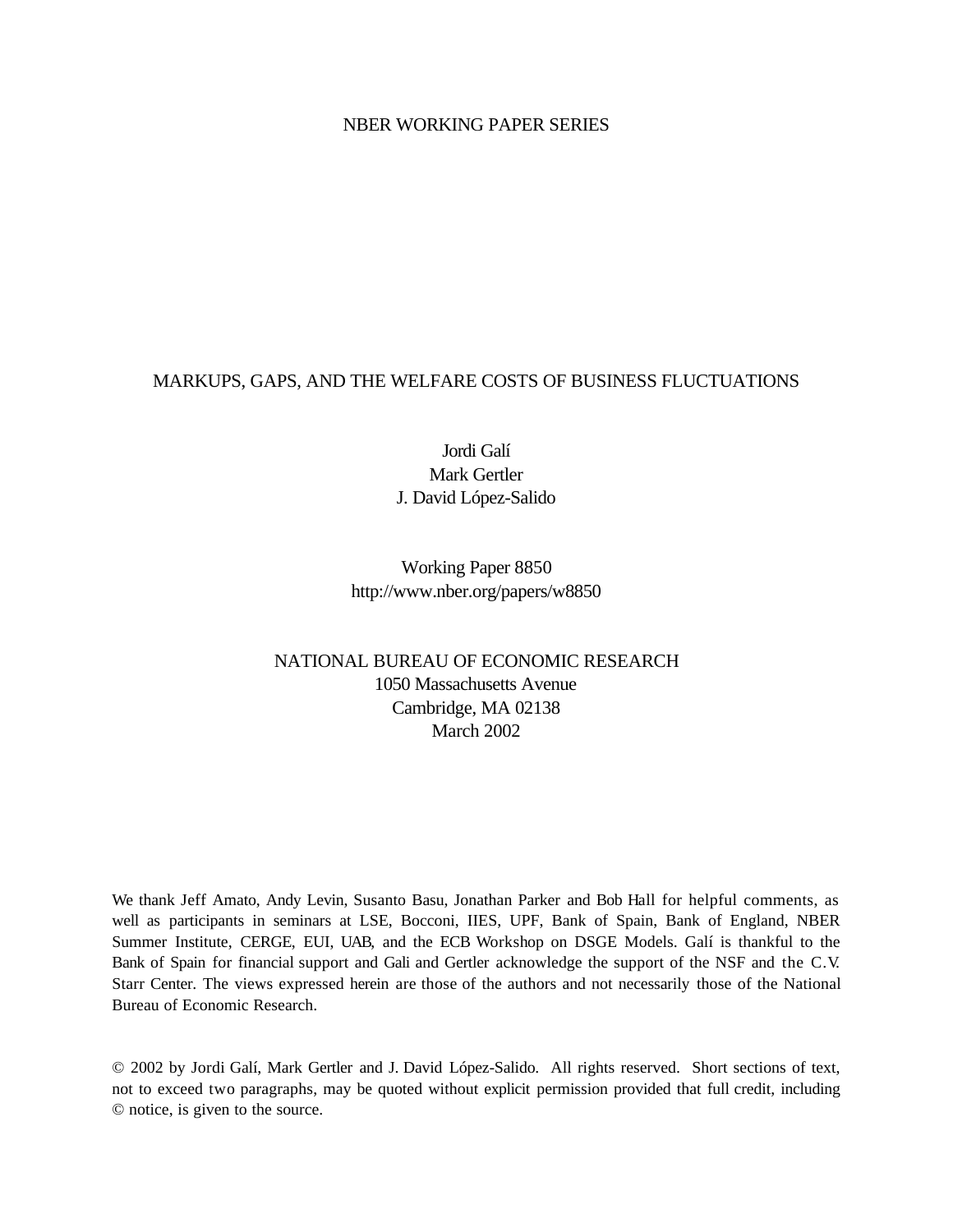NBER WORKING PAPER SERIES

# MARKUPS, GAPS, AND THE WELFARE COSTS OF BUSINESS FLUCTUATIONS

Jordi Galí
Mark Gertler
J. David López-Salido

Working Paper 8850
http://www.nber.org/papers/w8850

NATIONAL BUREAU OF ECONOMIC RESEARCH
1050 Massachusetts Avenue
Cambridge, MA 02138
March 2002

We thank Jeff Amato, Andy Levin, Susanto Basu, Jonathan Parker and Bob Hall for helpful comments, as well as participants in seminars at LSE, Bocconi, IIES, UPF, Bank of Spain, Bank of England, NBER Summer Institute, CERGE, EUI, UAB, and the ECB Workshop on DSGE Models. Galí is thankful to the Bank of Spain for financial support and Gali and Gertler acknowledge the support of the NSF and the C.V. Starr Center. The views expressed herein are those of the authors and not necessarily those of the National Bureau of Economic Research.

© 2002 by Jordi Galí, Mark Gertler and J. David López-Salido. All rights reserved. Short sections of text, not to exceed two paragraphs, may be quoted without explicit permission provided that full credit, including © notice, is given to the source.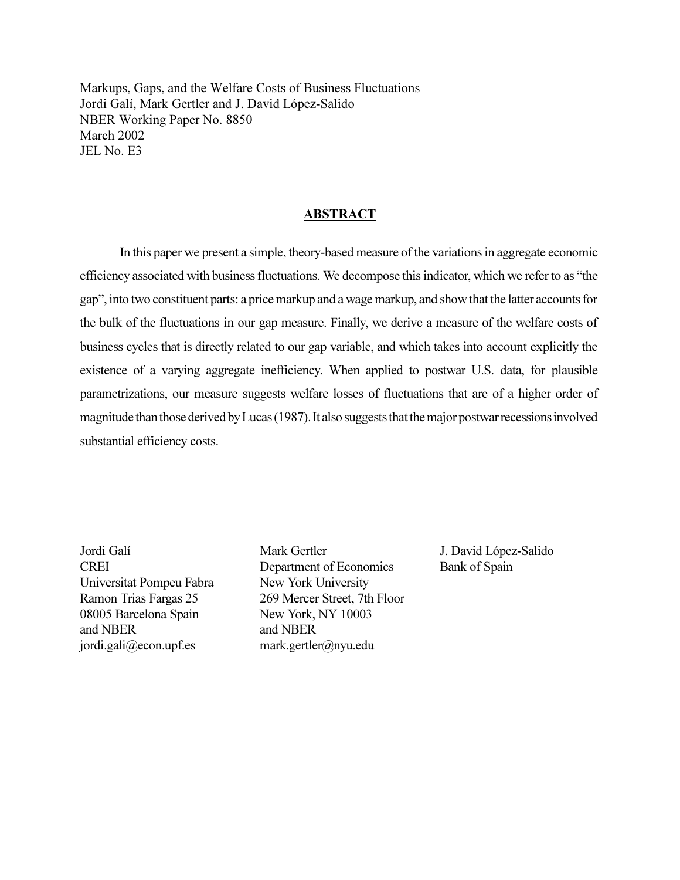Markups, Gaps, and the Welfare Costs of Business Fluctuations
Jordi Galí, Mark Gertler and J. David López-Salido
NBER Working Paper No. 8850
March 2002
JEL No. E3

## ABSTRACT

In this paper we present a simple, theory-based measure of the variations in aggregate economic efficiency associated with business fluctuations. We decompose this indicator, which we refer to as "the gap", into two constituent parts: a price markup and a wage markup, and show that the latter accounts for the bulk of the fluctuations in our gap measure. Finally, we derive a measure of the welfare costs of business cycles that is directly related to our gap variable, and which takes into account explicitly the existence of a varying aggregate inefficiency. When applied to postwar U.S. data, for plausible parametrizations, our measure suggests welfare losses of fluctuations that are of a higher order of magnitude than those derived by Lucas (1987). It also suggests that the major postwar recessions involved substantial efficiency costs.

Jordi Galí
CREI
Universitat Pompeu Fabra
Ramon Trias Fargas 25
08005 Barcelona Spain
and NBER
jordi.gali@econ.upf.es

Mark Gertler
Department of Economics
New York University
269 Mercer Street, 7th Floor
New York, NY 10003
and NBER
mark.gertler@nyu.edu

J. David López-Salido
Bank of Spain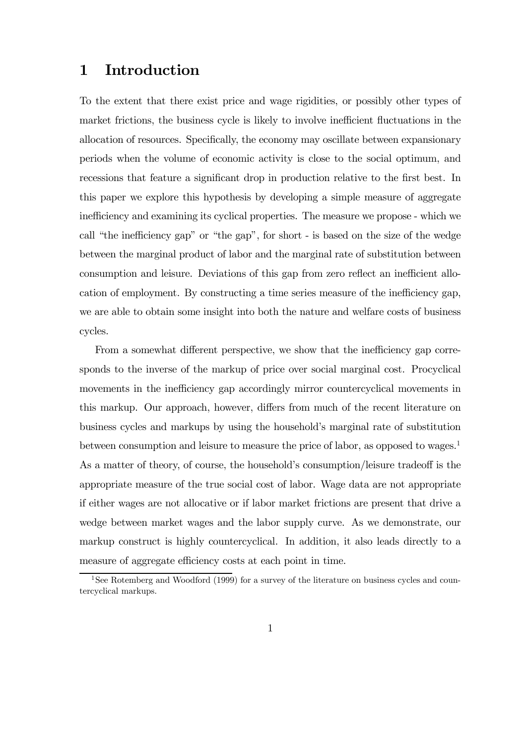# 1 Introduction

To the extent that there exist price and wage rigidities, or possibly other types of market frictions, the business cycle is likely to involve inefficient fluctuations in the allocation of resources. Specifically, the economy may oscillate between expansionary periods when the volume of economic activity is close to the social optimum, and recessions that feature a significant drop in production relative to the first best. In this paper we explore this hypothesis by developing a simple measure of aggregate inefficiency and examining its cyclical properties. The measure we propose - which we call "the inefficiency gap" or "the gap", for short - is based on the size of the wedge between the marginal product of labor and the marginal rate of substitution between consumption and leisure. Deviations of this gap from zero reflect an inefficient allocation of employment. By constructing a time series measure of the inefficiency gap, we are able to obtain some insight into both the nature and welfare costs of business cycles.

From a somewhat different perspective, we show that the inefficiency gap corresponds to the inverse of the markup of price over social marginal cost. Procyclical movements in the inefficiency gap accordingly mirror countercyclical movements in this markup. Our approach, however, differs from much of the recent literature on business cycles and markups by using the household's marginal rate of substitution between consumption and leisure to measure the price of labor, as opposed to wages.[1] As a matter of theory, of course, the household's consumption/leisure tradeoff is the appropriate measure of the true social cost of labor. Wage data are not appropriate if either wages are not allocative or if labor market frictions are present that drive a wedge between market wages and the labor supply curve. As we demonstrate, our markup construct is highly countercyclical. In addition, it also leads directly to a measure of aggregate efficiency costs at each point in time.

[1] See Rotemberg and Woodford (1999) for a survey of the literature on business cycles and countercyclical markups.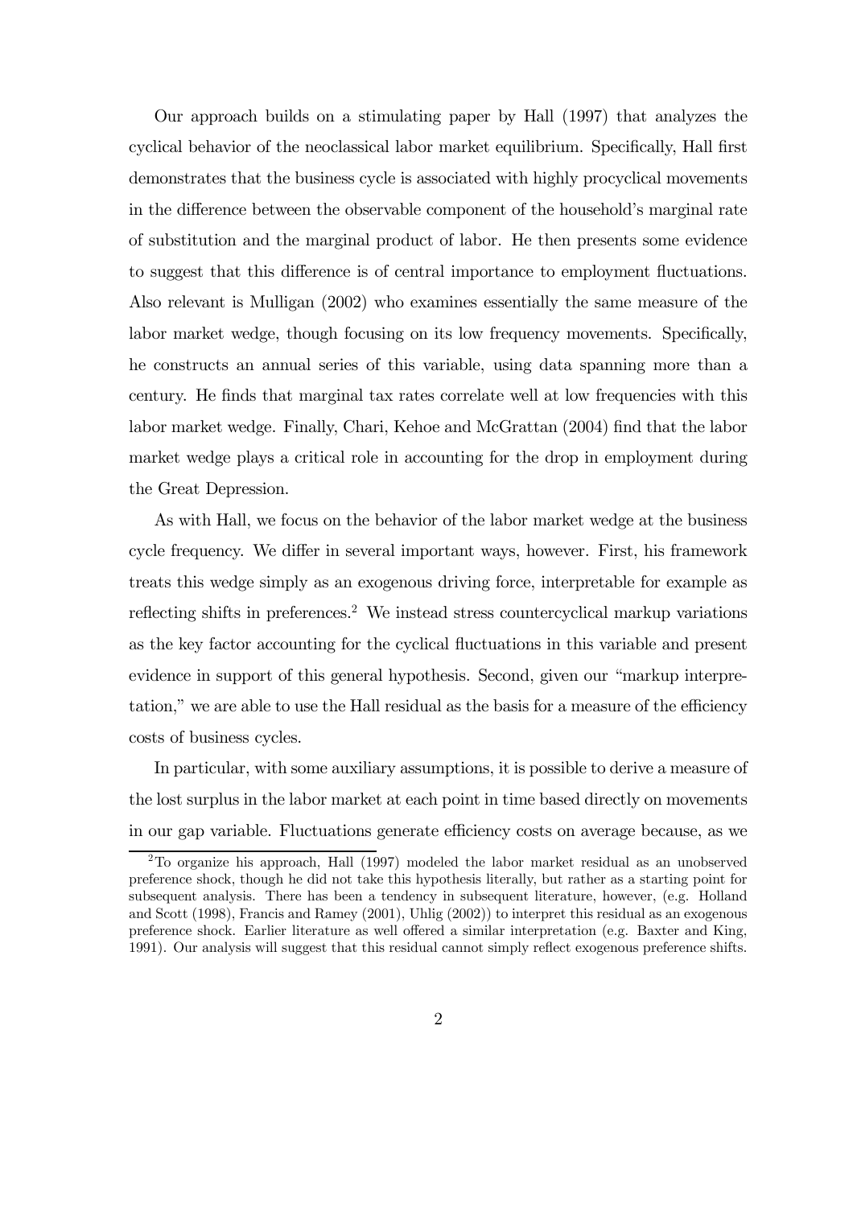Our approach builds on a stimulating paper by Hall (1997) that analyzes the cyclical behavior of the neoclassical labor market equilibrium. Specifically, Hall first demonstrates that the business cycle is associated with highly procyclical movements in the difference between the observable component of the household's marginal rate of substitution and the marginal product of labor. He then presents some evidence to suggest that this difference is of central importance to employment fluctuations. Also relevant is Mulligan (2002) who examines essentially the same measure of the labor market wedge, though focusing on its low frequency movements. Specifically, he constructs an annual series of this variable, using data spanning more than a century. He finds that marginal tax rates correlate well at low frequencies with this labor market wedge. Finally, Chari, Kehoe and McGrattan (2004) find that the labor market wedge plays a critical role in accounting for the drop in employment during the Great Depression.

As with Hall, we focus on the behavior of the labor market wedge at the business cycle frequency. We differ in several important ways, however. First, his framework treats this wedge simply as an exogenous driving force, interpretable for example as reflecting shifts in preferences.[2] We instead stress countercyclical markup variations as the key factor accounting for the cyclical fluctuations in this variable and present evidence in support of this general hypothesis. Second, given our "markup interpretation," we are able to use the Hall residual as the basis for a measure of the efficiency costs of business cycles.

In particular, with some auxiliary assumptions, it is possible to derive a measure of the lost surplus in the labor market at each point in time based directly on movements in our gap variable. Fluctuations generate efficiency costs on average because, as we

[2] To organize his approach, Hall (1997) modeled the labor market residual as an unobserved preference shock, though he did not take this hypothesis literally, but rather as a starting point for subsequent analysis. There has been a tendency in subsequent literature, however, (e.g. Holland and Scott (1998), Francis and Ramey (2001), Uhlig (2002)) to interpret this residual as an exogenous preference shock. Earlier literature as well offered a similar interpretation (e.g. Baxter and King, 1991). Our analysis will suggest that this residual cannot simply reflect exogenous preference shifts.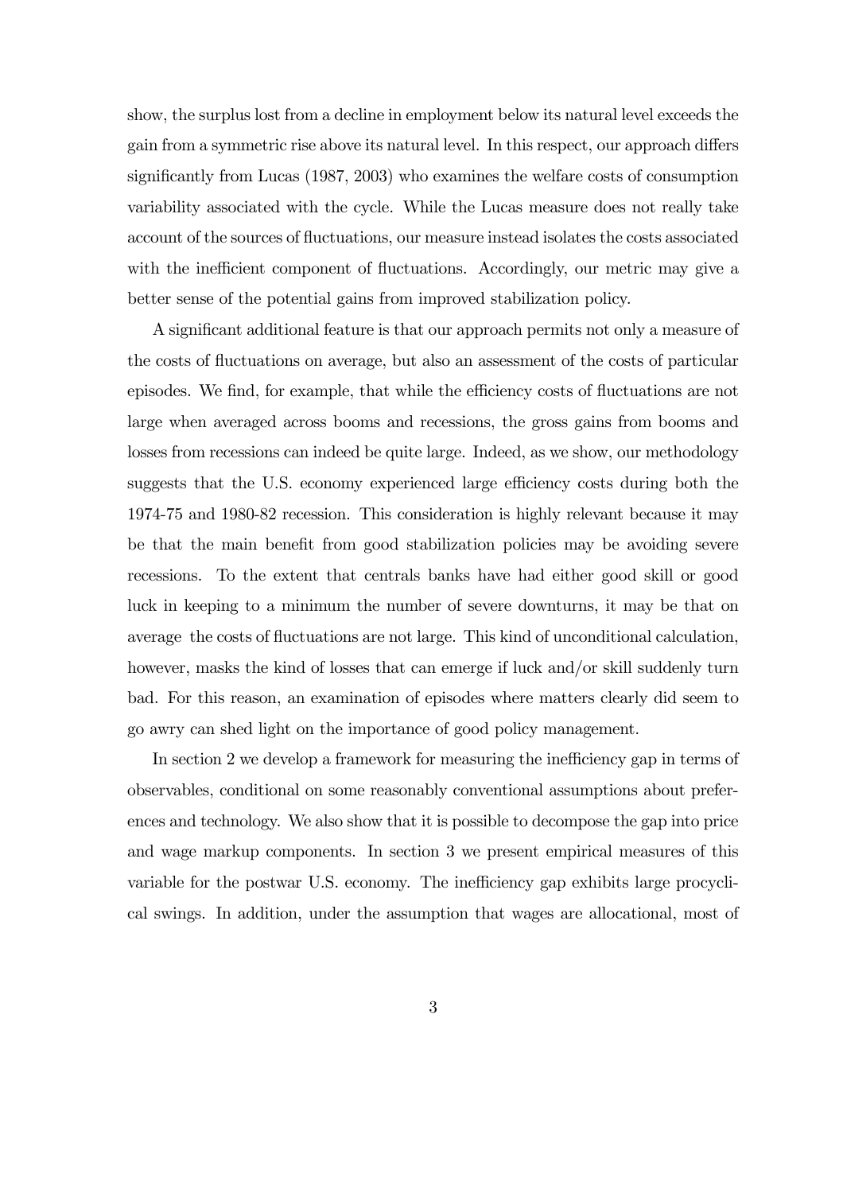show, the surplus lost from a decline in employment below its natural level exceeds the gain from a symmetric rise above its natural level. In this respect, our approach differs significantly from Lucas (1987, 2003) who examines the welfare costs of consumption variability associated with the cycle. While the Lucas measure does not really take account of the sources of fluctuations, our measure instead isolates the costs associated with the inefficient component of fluctuations. Accordingly, our metric may give a better sense of the potential gains from improved stabilization policy.

A significant additional feature is that our approach permits not only a measure of the costs of fluctuations on average, but also an assessment of the costs of particular episodes. We find, for example, that while the efficiency costs of fluctuations are not large when averaged across booms and recessions, the gross gains from booms and losses from recessions can indeed be quite large. Indeed, as we show, our methodology suggests that the U.S. economy experienced large efficiency costs during both the 1974-75 and 1980-82 recession. This consideration is highly relevant because it may be that the main benefit from good stabilization policies may be avoiding severe recessions. To the extent that centrals banks have had either good skill or good luck in keeping to a minimum the number of severe downturns, it may be that on average the costs of fluctuations are not large. This kind of unconditional calculation, however, masks the kind of losses that can emerge if luck and/or skill suddenly turn bad. For this reason, an examination of episodes where matters clearly did seem to go awry can shed light on the importance of good policy management.

In section 2 we develop a framework for measuring the inefficiency gap in terms of observables, conditional on some reasonably conventional assumptions about preferences and technology. We also show that it is possible to decompose the gap into price and wage markup components. In section 3 we present empirical measures of this variable for the postwar U.S. economy. The inefficiency gap exhibits large procyclical swings. In addition, under the assumption that wages are allocational, most of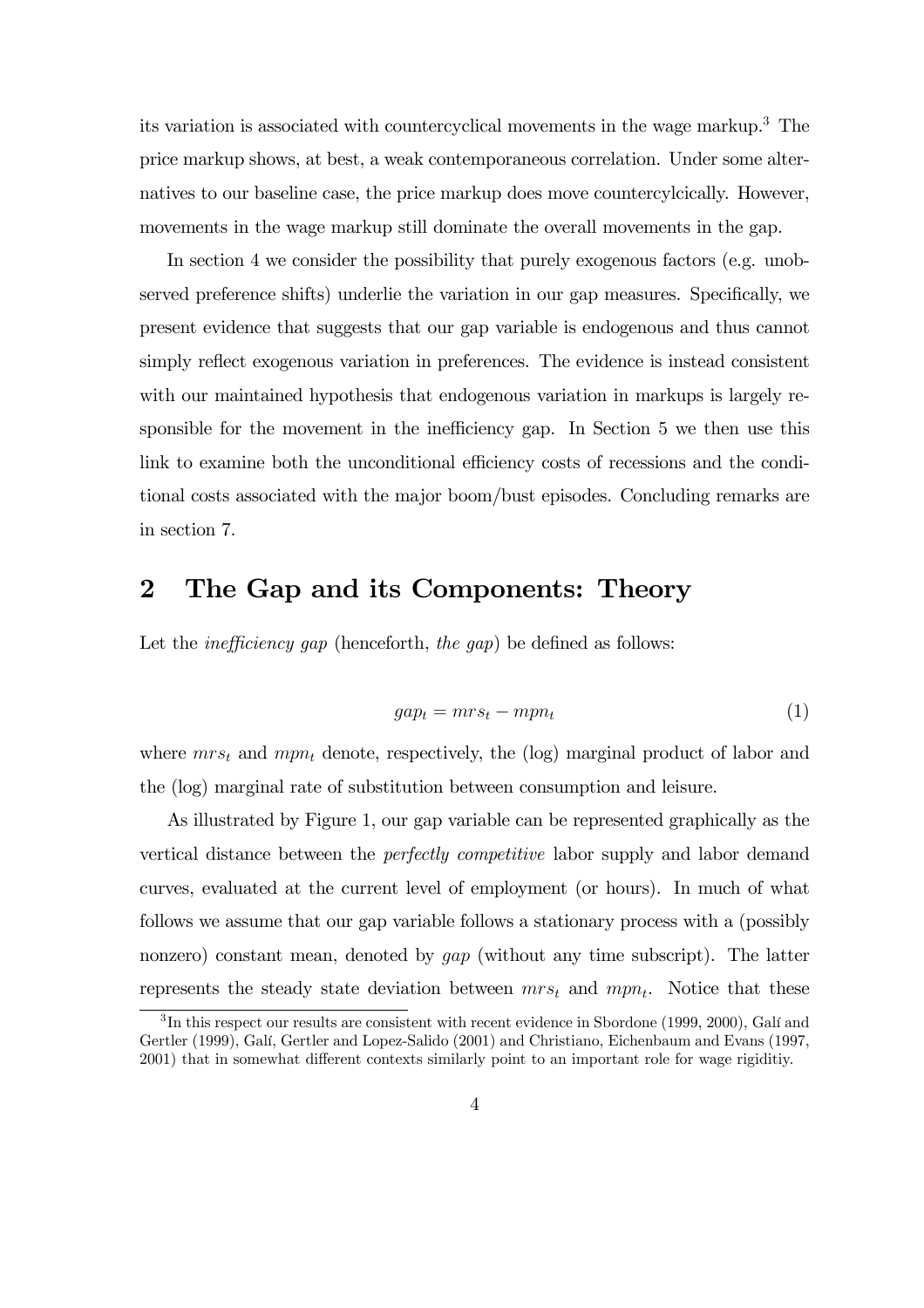its variation is associated with countercyclical movements in the wage markup.[3] The price markup shows, at best, a weak contemporaneous correlation. Under some alternatives to our baseline case, the price markup does move countercylcically. However, movements in the wage markup still dominate the overall movements in the gap.

In section 4 we consider the possibility that purely exogenous factors (e.g. unobserved preference shifts) underlie the variation in our gap measures. Specifically, we present evidence that suggests that our gap variable is endogenous and thus cannot simply reflect exogenous variation in preferences. The evidence is instead consistent with our maintained hypothesis that endogenous variation in markups is largely responsible for the movement in the inefficiency gap. In Section 5 we then use this link to examine both the unconditional efficiency costs of recessions and the conditional costs associated with the major boom/bust episodes. Concluding remarks are in section 7.

# 2 The Gap and its Components: Theory

Let the *inefficiency gap* (henceforth, *the gap*) be defined as follows:

$$gap_t = mrs_t - mpn_t \tag{1}$$

where $mrs_t$ and $mpn_t$ denote, respectively, the (log) marginal product of labor and the (log) marginal rate of substitution between consumption and leisure.

As illustrated by Figure 1, our gap variable can be represented graphically as the vertical distance between the *perfectly competitive* labor supply and labor demand curves, evaluated at the current level of employment (or hours). In much of what follows we assume that our gap variable follows a stationary process with a (possibly nonzero) constant mean, denoted by $gap$ (without any time subscript). The latter represents the steady state deviation between $mrs_t$ and $mpn_t$. Notice that these

[3] In this respect our results are consistent with recent evidence in Sbordone (1999, 2000), Galí and Gertler (1999), Galí, Gertler and Lopez-Salido (2001) and Christiano, Eichenbaum and Evans (1997, 2001) that in somewhat different contexts similarly point to an important role for wage rigiditiy.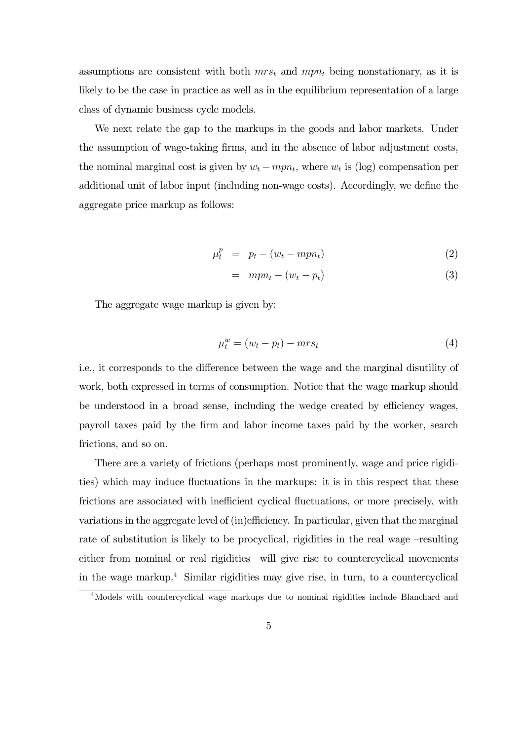assumptions are consistent with both $mrs_t$ and $mpn_t$ being nonstationary, as it is likely to be the case in practice as well as in the equilibrium representation of a large class of dynamic business cycle models.

We next relate the gap to the markups in the goods and labor markets. Under the assumption of wage-taking firms, and in the absence of labor adjustment costs, the nominal marginal cost is given by $w_t - mpn_t$, where $w_t$ is (log) compensation per additional unit of labor input (including non-wage costs). Accordingly, we define the aggregate price markup as follows:

$$\mu_t^p = p_t - (w_t - mpn_t) \tag{2}$$

$$= mpn_t - (w_t - p_t) \tag{3}$$

The aggregate wage markup is given by:

$$\mu_t^w = (w_t - p_t) - mrs_t \tag{4}$$

i.e., it corresponds to the difference between the wage and the marginal disutility of work, both expressed in terms of consumption. Notice that the wage markup should be understood in a broad sense, including the wedge created by efficiency wages, payroll taxes paid by the firm and labor income taxes paid by the worker, search frictions, and so on.

There are a variety of frictions (perhaps most prominently, wage and price rigidities) which may induce fluctuations in the markups: it is in this respect that these frictions are associated with inefficient cyclical fluctuations, or more precisely, with variations in the aggregate level of (in)efficiency. In particular, given that the marginal rate of substitution is likely to be procyclical, rigidities in the real wage –resulting either from nominal or real rigidities– will give rise to countercyclical movements in the wage markup.[4] Similar rigidities may give rise, in turn, to a countercyclical

[4] Models with countercyclical wage markups due to nominal rigidities include Blanchard and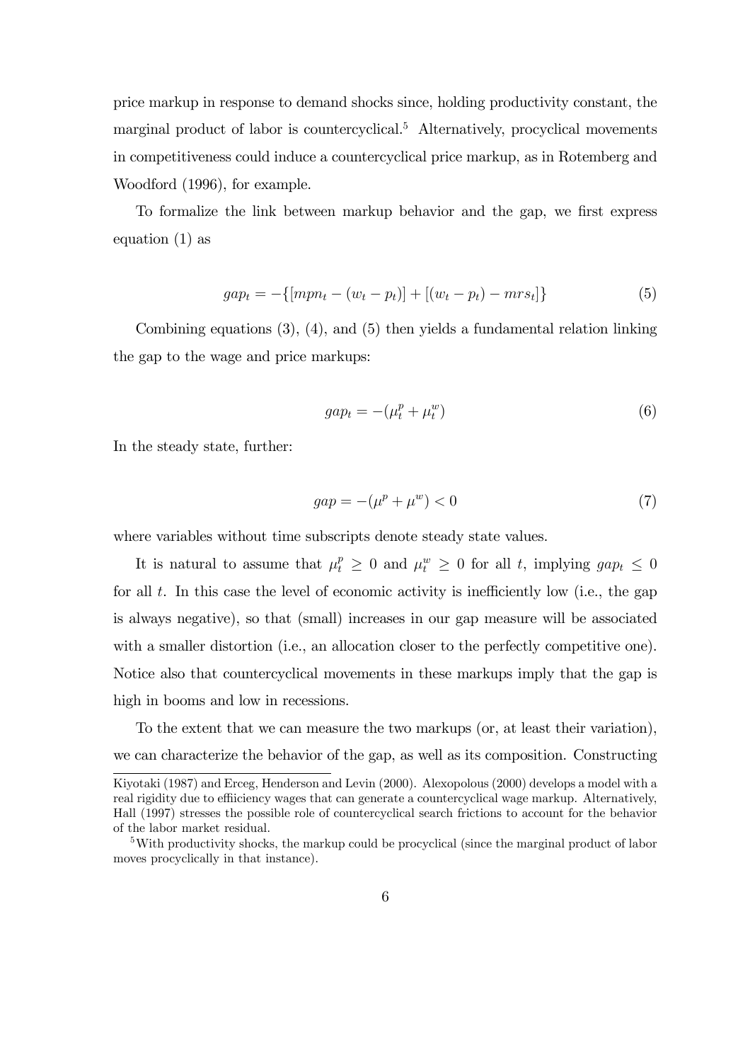price markup in response to demand shocks since, holding productivity constant, the marginal product of labor is countercyclical.[5] Alternatively, procyclical movements in competitiveness could induce a countercyclical price markup, as in Rotemberg and Woodford (1996), for example.

To formalize the link between markup behavior and the gap, we first express equation (1) as

$$gap_t = -\{[mpn_t - (w_t - p_t)] + [(w_t - p_t) - mrs_t]\} \tag{5}$$

Combining equations (3), (4), and (5) then yields a fundamental relation linking the gap to the wage and price markups:

$$gap_t = -(\mu_t^p + \mu_t^w) \tag{6}$$

In the steady state, further:

$$gap = -(\mu^p + \mu^w) < 0 \tag{7}$$

where variables without time subscripts denote steady state values.

It is natural to assume that $\mu_t^p \geq 0$ and $\mu_t^w \geq 0$ for all $t$, implying $gap_t \leq 0$ for all $t$. In this case the level of economic activity is inefficiently low (i.e., the gap is always negative), so that (small) increases in our gap measure will be associated with a smaller distortion (i.e., an allocation closer to the perfectly competitive one). Notice also that countercyclical movements in these markups imply that the gap is high in booms and low in recessions.

To the extent that we can measure the two markups (or, at least their variation), we can characterize the behavior of the gap, as well as its composition. Constructing

---

Kiyotaki (1987) and Erceg, Henderson and Levin (2000). Alexopolous (2000) develops a model with a real rigidity due to effiiciency wages that can generate a countercyclical wage markup. Alternatively, Hall (1997) stresses the possible role of countercyclical search frictions to account for the behavior of the labor market residual.

[5] With productivity shocks, the markup could be procyclical (since the marginal product of labor moves procyclically in that instance).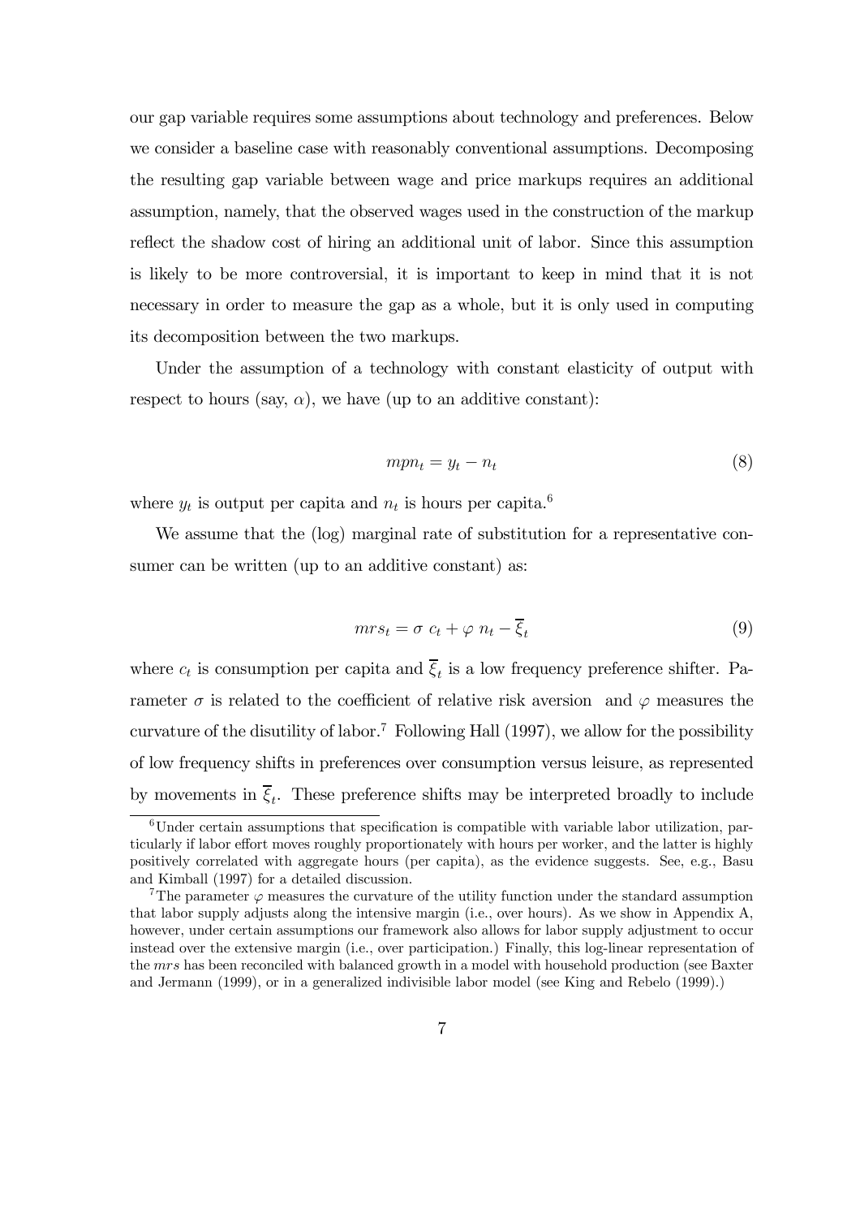our gap variable requires some assumptions about technology and preferences. Below we consider a baseline case with reasonably conventional assumptions. Decomposing the resulting gap variable between wage and price markups requires an additional assumption, namely, that the observed wages used in the construction of the markup reflect the shadow cost of hiring an additional unit of labor. Since this assumption is likely to be more controversial, it is important to keep in mind that it is not necessary in order to measure the gap as a whole, but it is only used in computing its decomposition between the two markups.

Under the assumption of a technology with constant elasticity of output with respect to hours (say, $\alpha$), we have (up to an additive constant):

$$mpn_t = y_t - n_t \tag{8}$$

where $y_t$ is output per capita and $n_t$ is hours per capita.[6]

We assume that the (log) marginal rate of substitution for a representative consumer can be written (up to an additive constant) as:

$$mrs_t = \sigma \; c_t + \varphi \; n_t - \overline{\xi}_t \tag{9}$$

where $c_t$ is consumption per capita and $\overline{\xi}_t$ is a low frequency preference shifter. Parameter $\sigma$ is related to the coefficient of relative risk aversion and $\varphi$ measures the curvature of the disutility of labor.[7] Following Hall (1997), we allow for the possibility of low frequency shifts in preferences over consumption versus leisure, as represented by movements in $\overline{\xi}_t$. These preference shifts may be interpreted broadly to include

[6] Under certain assumptions that specification is compatible with variable labor utilization, particularly if labor effort moves roughly proportionately with hours per worker, and the latter is highly positively correlated with aggregate hours (per capita), as the evidence suggests. See, e.g., Basu and Kimball (1997) for a detailed discussion.

[7] The parameter $\varphi$ measures the curvature of the utility function under the standard assumption that labor supply adjusts along the intensive margin (i.e., over hours). As we show in Appendix A, however, under certain assumptions our framework also allows for labor supply adjustment to occur instead over the extensive margin (i.e., over participation.) Finally, this log-linear representation of the $mrs$ has been reconciled with balanced growth in a model with household production (see Baxter and Jermann (1999), or in a generalized indivisible labor model (see King and Rebelo (1999).)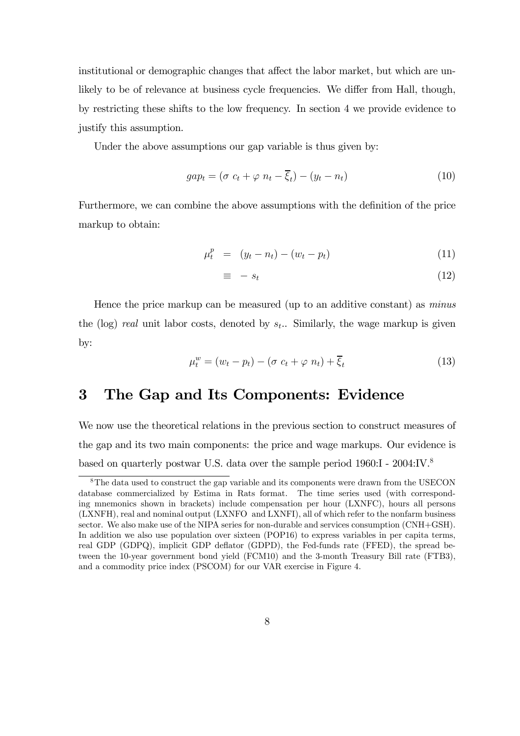institutional or demographic changes that affect the labor market, but which are unlikely to be of relevance at business cycle frequencies. We differ from Hall, though, by restricting these shifts to the low frequency. In section 4 we provide evidence to justify this assumption.

Under the above assumptions our gap variable is thus given by:

$$gap_t = (\sigma \ c_t + \varphi \ n_t - \overline{\xi}_t) - (y_t - n_t) \tag{10}$$

Furthermore, we can combine the above assumptions with the definition of the price markup to obtain:

$$\mu_t^p = (y_t - n_t) - (w_t - p_t) \tag{11}$$

$$\equiv - s_t \tag{12}$$

Hence the price markup can be measured (up to an additive constant) as *minus* the (log) *real* unit labor costs, denoted by $s_t$.. Similarly, the wage markup is given by:

$$\mu_t^w = (w_t - p_t) - (\sigma \ c_t + \varphi \ n_t) + \overline{\xi}_t \tag{13}$$

# 3 The Gap and Its Components: Evidence

We now use the theoretical relations in the previous section to construct measures of the gap and its two main components: the price and wage markups. Our evidence is based on quarterly postwar U.S. data over the sample period 1960:I - 2004:IV.[8]

[8] The data used to construct the gap variable and its components were drawn from the USECON database commercialized by Estima in Rats format. The time series used (with corresponding mnemonics shown in brackets) include compensation per hour (LXNFC), hours all persons (LXNFH), real and nominal output (LXNFO and LXNFI), all of which refer to the nonfarm business sector. We also make use of the NIPA series for non-durable and services consumption (CNH+GSH). In addition we also use population over sixteen (POP16) to express variables in per capita terms, real GDP (GDPQ), implicit GDP deflator (GDPD), the Fed-funds rate (FFED), the spread between the 10-year government bond yield (FCM10) and the 3-month Treasury Bill rate (FTB3), and a commodity price index (PSCOM) for our VAR exercise in Figure 4.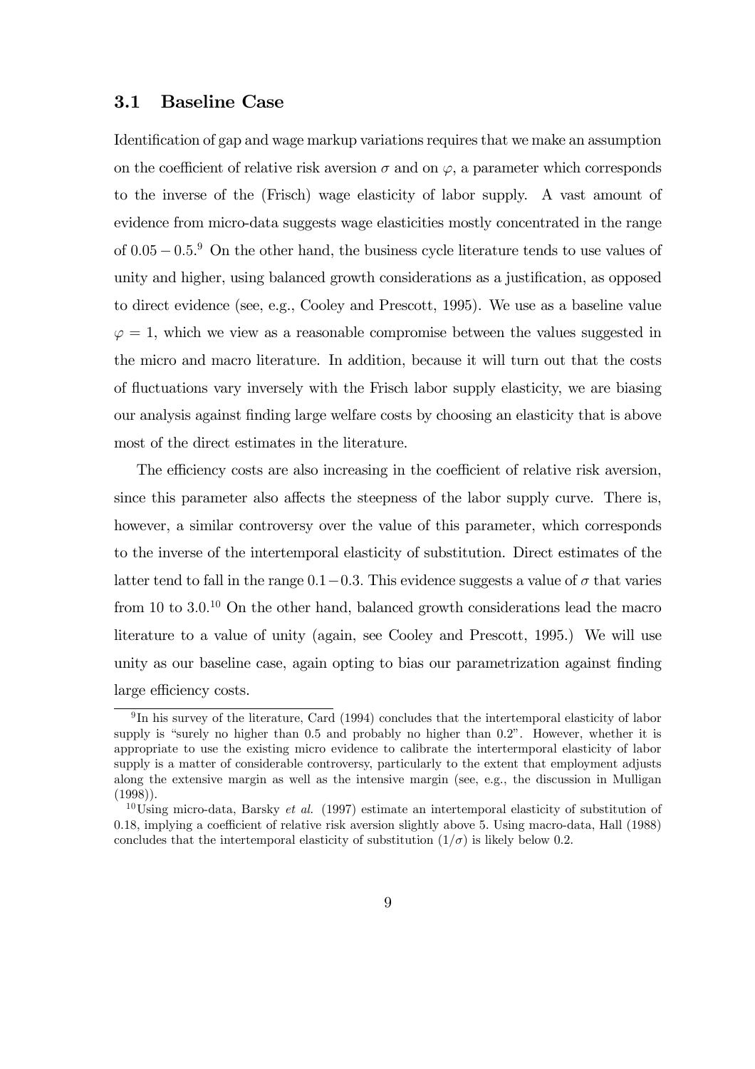### 3.1 Baseline Case

Identification of gap and wage markup variations requires that we make an assumption on the coefficient of relative risk aversion $\sigma$ and on $\varphi$, a parameter which corresponds to the inverse of the (Frisch) wage elasticity of labor supply. A vast amount of evidence from micro-data suggests wage elasticities mostly concentrated in the range of $0.05 - 0.5$.[9] On the other hand, the business cycle literature tends to use values of unity and higher, using balanced growth considerations as a justification, as opposed to direct evidence (see, e.g., Cooley and Prescott, 1995). We use as a baseline value $\varphi = 1$, which we view as a reasonable compromise between the values suggested in the micro and macro literature. In addition, because it will turn out that the costs of fluctuations vary inversely with the Frisch labor supply elasticity, we are biasing our analysis against finding large welfare costs by choosing an elasticity that is above most of the direct estimates in the literature.

The efficiency costs are also increasing in the coefficient of relative risk aversion, since this parameter also affects the steepness of the labor supply curve. There is, however, a similar controversy over the value of this parameter, which corresponds to the inverse of the intertemporal elasticity of substitution. Direct estimates of the latter tend to fall in the range $0.1 - 0.3$. This evidence suggests a value of $\sigma$ that varies from 10 to 3.0.[10] On the other hand, balanced growth considerations lead the macro literature to a value of unity (again, see Cooley and Prescott, 1995.) We will use unity as our baseline case, again opting to bias our parametrization against finding large efficiency costs.

[9] In his survey of the literature, Card (1994) concludes that the intertemporal elasticity of labor supply is "surely no higher than 0.5 and probably no higher than 0.2". However, whether it is appropriate to use the existing micro evidence to calibrate the intertermporal elasticity of labor supply is a matter of considerable controversy, particularly to the extent that employment adjusts along the extensive margin as well as the intensive margin (see, e.g., the discussion in Mulligan (1998)).

[10] Using micro-data, Barsky *et al.* (1997) estimate an intertemporal elasticity of substitution of 0.18, implying a coefficient of relative risk aversion slightly above 5. Using macro-data, Hall (1988) concludes that the intertemporal elasticity of substitution $(1/\sigma)$ is likely below 0.2.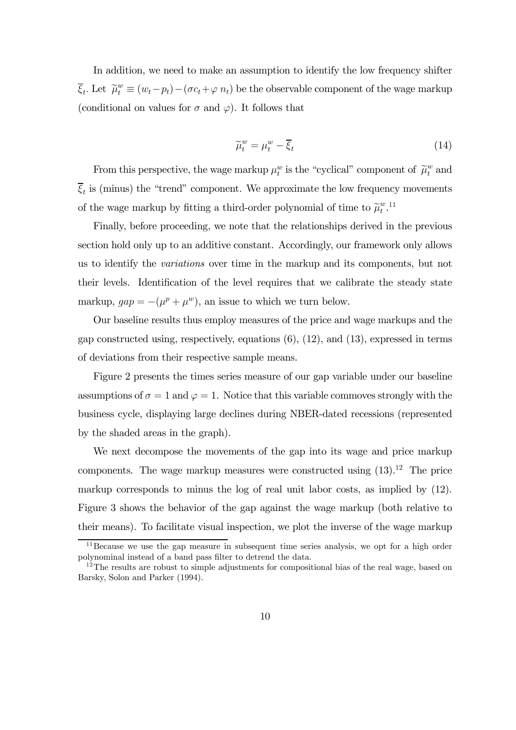In addition, we need to make an assumption to identify the low frequency shifter $\overline{\xi}_t$. Let $\widetilde{\mu}_t^w \equiv (w_t - p_t) - (\sigma c_t + \varphi\, n_t)$ be the observable component of the wage markup (conditional on values for $\sigma$ and $\varphi$). It follows that

$$\widetilde{\mu}_t^w = \mu_t^w - \overline{\xi}_t \tag{14}$$

From this perspective, the wage markup $\mu_t^w$ is the "cyclical" component of $\widetilde{\mu}_t^w$ and $\overline{\xi}_t$ is (minus) the "trend" component. We approximate the low frequency movements of the wage markup by fitting a third-order polynomial of time to $\widetilde{\mu}_t^w$.[11]

Finally, before proceeding, we note that the relationships derived in the previous section hold only up to an additive constant. Accordingly, our framework only allows us to identify the *variations* over time in the markup and its components, but not their levels. Identification of the level requires that we calibrate the steady state markup, $gap = -(\mu^p + \mu^w)$, an issue to which we turn below.

Our baseline results thus employ measures of the price and wage markups and the gap constructed using, respectively, equations (6), (12), and (13), expressed in terms of deviations from their respective sample means.

Figure 2 presents the times series measure of our gap variable under our baseline assumptions of $\sigma = 1$ and $\varphi = 1$. Notice that this variable commoves strongly with the business cycle, displaying large declines during NBER-dated recessions (represented by the shaded areas in the graph).

We next decompose the movements of the gap into its wage and price markup components. The wage markup measures were constructed using (13).[12] The price markup corresponds to minus the log of real unit labor costs, as implied by (12). Figure 3 shows the behavior of the gap against the wage markup (both relative to their means). To facilitate visual inspection, we plot the inverse of the wage markup

[11] Because we use the gap measure in subsequent time series analysis, we opt for a high order polynominal instead of a band pass filter to detrend the data.

[12] The results are robust to simple adjustments for compositional bias of the real wage, based on Barsky, Solon and Parker (1994).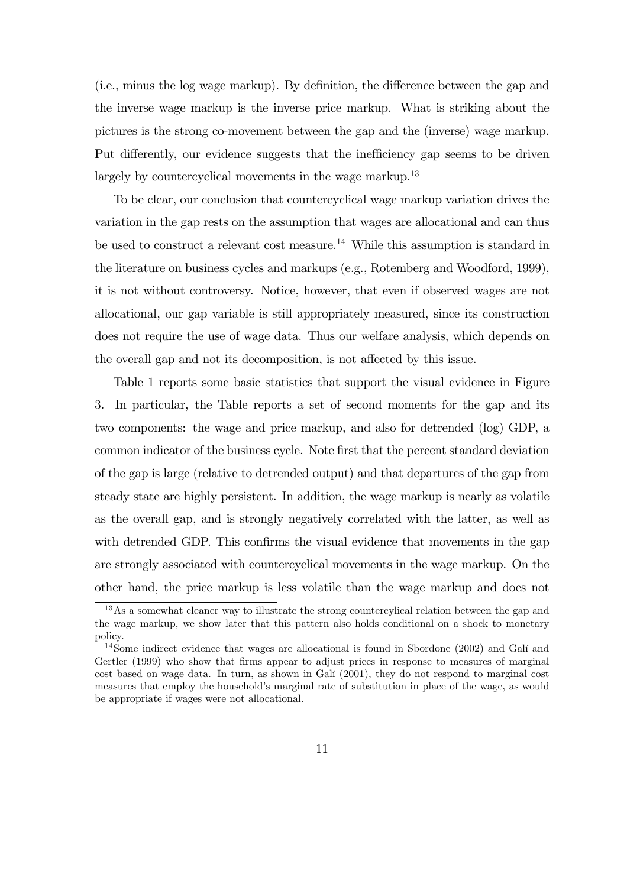(i.e., minus the log wage markup). By definition, the difference between the gap and the inverse wage markup is the inverse price markup. What is striking about the pictures is the strong co-movement between the gap and the (inverse) wage markup. Put differently, our evidence suggests that the inefficiency gap seems to be driven largely by countercyclical movements in the wage markup.[13]

To be clear, our conclusion that countercyclical wage markup variation drives the variation in the gap rests on the assumption that wages are allocational and can thus be used to construct a relevant cost measure.[14] While this assumption is standard in the literature on business cycles and markups (e.g., Rotemberg and Woodford, 1999), it is not without controversy. Notice, however, that even if observed wages are not allocational, our gap variable is still appropriately measured, since its construction does not require the use of wage data. Thus our welfare analysis, which depends on the overall gap and not its decomposition, is not affected by this issue.

Table 1 reports some basic statistics that support the visual evidence in Figure 3. In particular, the Table reports a set of second moments for the gap and its two components: the wage and price markup, and also for detrended (log) GDP, a common indicator of the business cycle. Note first that the percent standard deviation of the gap is large (relative to detrended output) and that departures of the gap from steady state are highly persistent. In addition, the wage markup is nearly as volatile as the overall gap, and is strongly negatively correlated with the latter, as well as with detrended GDP. This confirms the visual evidence that movements in the gap are strongly associated with countercyclical movements in the wage markup. On the other hand, the price markup is less volatile than the wage markup and does not

[13] As a somewhat cleaner way to illustrate the strong countercylical relation between the gap and the wage markup, we show later that this pattern also holds conditional on a shock to monetary policy.

[14] Some indirect evidence that wages are allocational is found in Sbordone (2002) and Galí and Gertler (1999) who show that firms appear to adjust prices in response to measures of marginal cost based on wage data. In turn, as shown in Galí (2001), they do not respond to marginal cost measures that employ the household's marginal rate of substitution in place of the wage, as would be appropriate if wages were not allocational.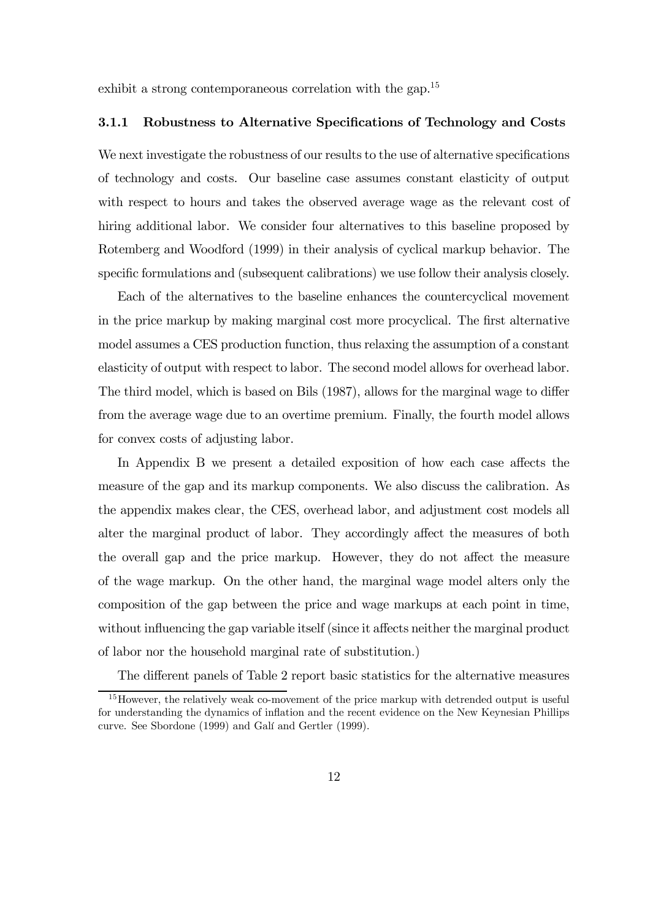exhibit a strong contemporaneous correlation with the gap.[15]

### 3.1.1 Robustness to Alternative Specifications of Technology and Costs

We next investigate the robustness of our results to the use of alternative specifications of technology and costs. Our baseline case assumes constant elasticity of output with respect to hours and takes the observed average wage as the relevant cost of hiring additional labor. We consider four alternatives to this baseline proposed by Rotemberg and Woodford (1999) in their analysis of cyclical markup behavior. The specific formulations and (subsequent calibrations) we use follow their analysis closely.

Each of the alternatives to the baseline enhances the countercyclical movement in the price markup by making marginal cost more procyclical. The first alternative model assumes a CES production function, thus relaxing the assumption of a constant elasticity of output with respect to labor. The second model allows for overhead labor. The third model, which is based on Bils (1987), allows for the marginal wage to differ from the average wage due to an overtime premium. Finally, the fourth model allows for convex costs of adjusting labor.

In Appendix B we present a detailed exposition of how each case affects the measure of the gap and its markup components. We also discuss the calibration. As the appendix makes clear, the CES, overhead labor, and adjustment cost models all alter the marginal product of labor. They accordingly affect the measures of both the overall gap and the price markup. However, they do not affect the measure of the wage markup. On the other hand, the marginal wage model alters only the composition of the gap between the price and wage markups at each point in time, without influencing the gap variable itself (since it affects neither the marginal product of labor nor the household marginal rate of substitution.)

The different panels of Table 2 report basic statistics for the alternative measures

[15] However, the relatively weak co-movement of the price markup with detrended output is useful for understanding the dynamics of inflation and the recent evidence on the New Keynesian Phillips curve. See Sbordone (1999) and Galí and Gertler (1999).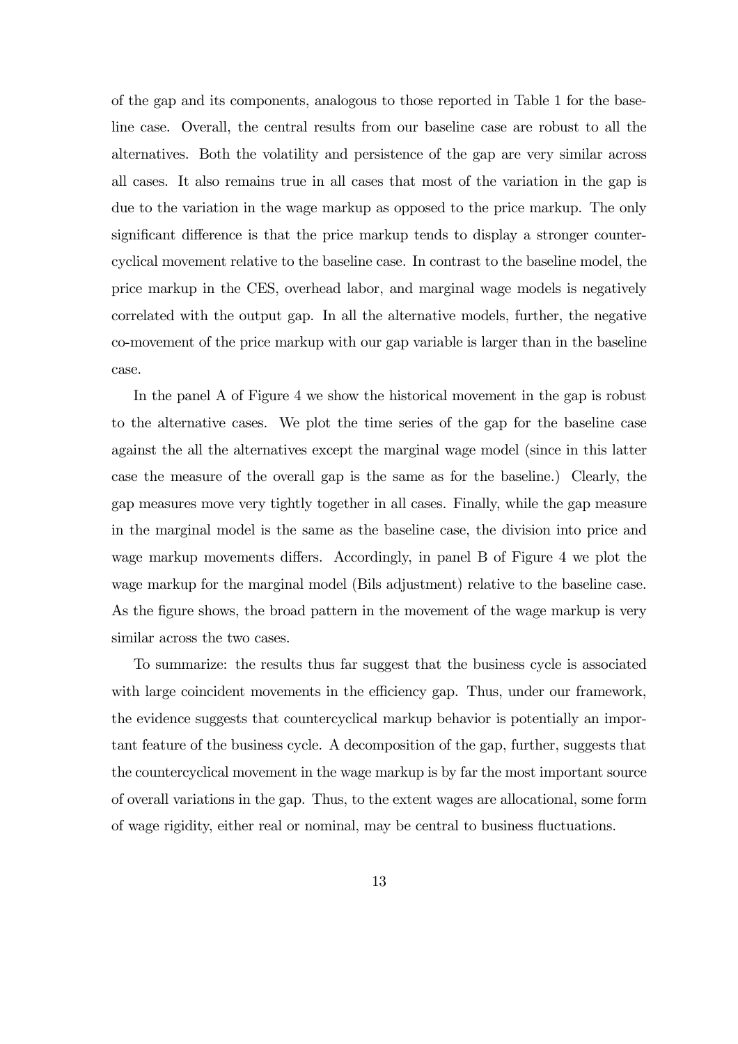of the gap and its components, analogous to those reported in Table 1 for the baseline case. Overall, the central results from our baseline case are robust to all the alternatives. Both the volatility and persistence of the gap are very similar across all cases. It also remains true in all cases that most of the variation in the gap is due to the variation in the wage markup as opposed to the price markup. The only significant difference is that the price markup tends to display a stronger countercyclical movement relative to the baseline case. In contrast to the baseline model, the price markup in the CES, overhead labor, and marginal wage models is negatively correlated with the output gap. In all the alternative models, further, the negative co-movement of the price markup with our gap variable is larger than in the baseline case.

In the panel A of Figure 4 we show the historical movement in the gap is robust to the alternative cases. We plot the time series of the gap for the baseline case against the all the alternatives except the marginal wage model (since in this latter case the measure of the overall gap is the same as for the baseline.) Clearly, the gap measures move very tightly together in all cases. Finally, while the gap measure in the marginal model is the same as the baseline case, the division into price and wage markup movements differs. Accordingly, in panel B of Figure 4 we plot the wage markup for the marginal model (Bils adjustment) relative to the baseline case. As the figure shows, the broad pattern in the movement of the wage markup is very similar across the two cases.

To summarize: the results thus far suggest that the business cycle is associated with large coincident movements in the efficiency gap. Thus, under our framework, the evidence suggests that countercyclical markup behavior is potentially an important feature of the business cycle. A decomposition of the gap, further, suggests that the countercyclical movement in the wage markup is by far the most important source of overall variations in the gap. Thus, to the extent wages are allocational, some form of wage rigidity, either real or nominal, may be central to business fluctuations.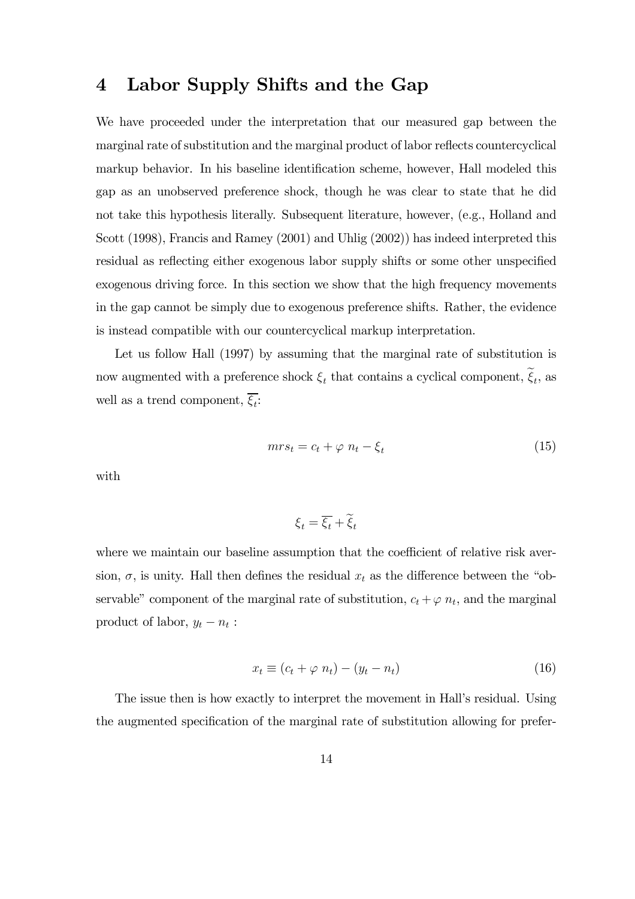## 4 Labor Supply Shifts and the Gap

We have proceeded under the interpretation that our measured gap between the marginal rate of substitution and the marginal product of labor reflects countercyclical markup behavior. In his baseline identification scheme, however, Hall modeled this gap as an unobserved preference shock, though he was clear to state that he did not take this hypothesis literally. Subsequent literature, however, (e.g., Holland and Scott (1998), Francis and Ramey (2001) and Uhlig (2002)) has indeed interpreted this residual as reflecting either exogenous labor supply shifts or some other unspecified exogenous driving force. In this section we show that the high frequency movements in the gap cannot be simply due to exogenous preference shifts. Rather, the evidence is instead compatible with our countercyclical markup interpretation.

Let us follow Hall (1997) by assuming that the marginal rate of substitution is now augmented with a preference shock $\xi_t$ that contains a cyclical component, $\widetilde{\xi}_t$, as well as a trend component, $\overline{\xi_t}$:

$$mrs_t = c_t + \varphi \; n_t - \xi_t \tag{15}$$

with

$$\xi_t = \overline{\xi_t} + \widetilde{\xi}_t$$

where we maintain our baseline assumption that the coefficient of relative risk aversion, $\sigma$, is unity. Hall then defines the residual $x_t$ as the difference between the "observable" component of the marginal rate of substitution, $c_t + \varphi \; n_t$, and the marginal product of labor, $y_t - n_t$ :

$$x_t \equiv (c_t + \varphi \; n_t) - (y_t - n_t) \tag{16}$$

The issue then is how exactly to interpret the movement in Hall's residual. Using the augmented specification of the marginal rate of substitution allowing for prefer-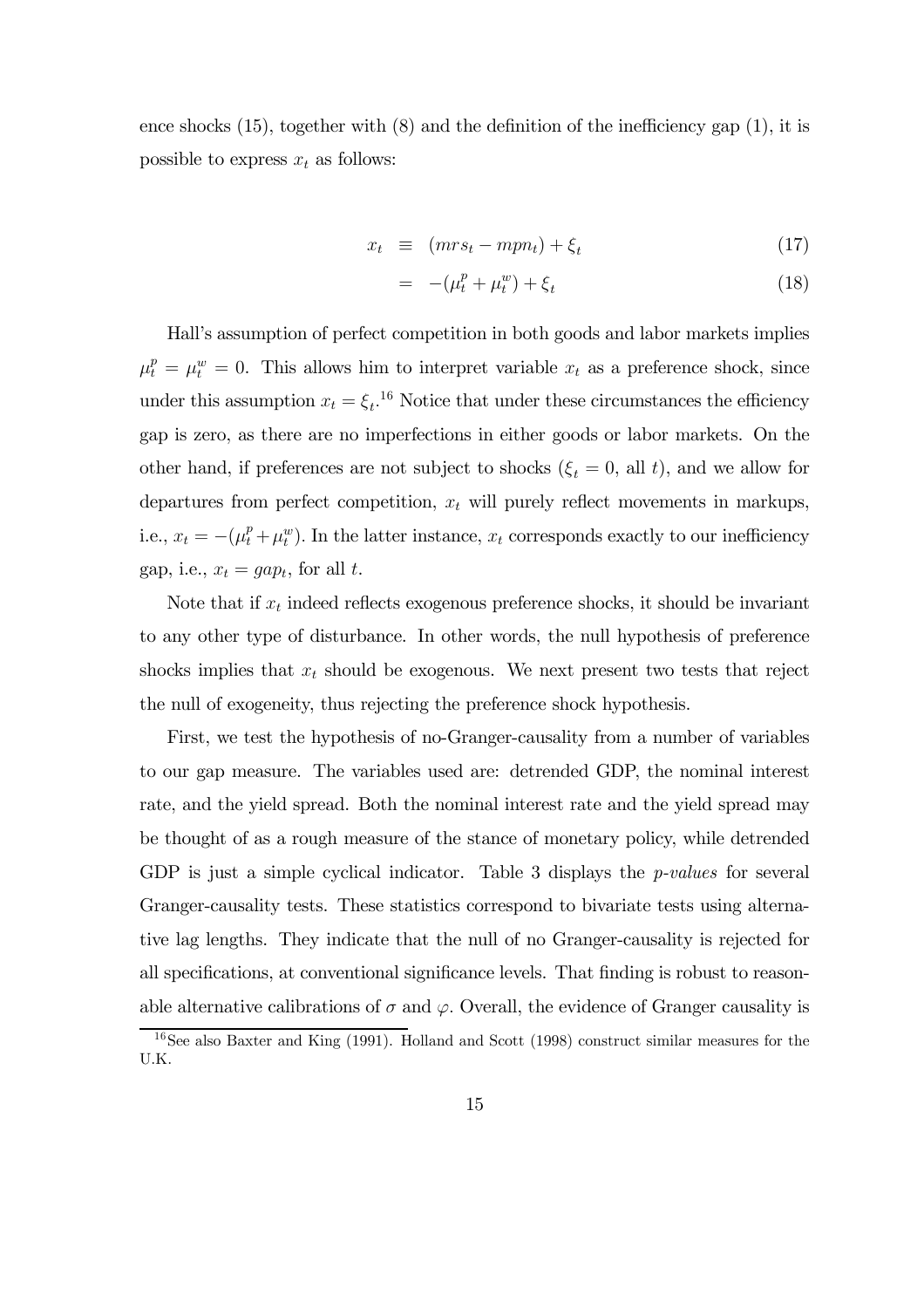ence shocks (15), together with (8) and the definition of the inefficiency gap (1), it is possible to express $x_t$ as follows:

$$x_t \equiv (mrs_t - mpn_t) + \xi_t \tag{17}$$

$$= -(\mu_t^p + \mu_t^w) + \xi_t \tag{18}$$

Hall's assumption of perfect competition in both goods and labor markets implies $\mu_t^p = \mu_t^w = 0$. This allows him to interpret variable $x_t$ as a preference shock, since under this assumption $x_t = \xi_t$.[16] Notice that under these circumstances the efficiency gap is zero, as there are no imperfections in either goods or labor markets. On the other hand, if preferences are not subject to shocks ($\xi_t = 0$, all $t$), and we allow for departures from perfect competition, $x_t$ will purely reflect movements in markups, i.e., $x_t = -(\mu_t^p + \mu_t^w)$. In the latter instance, $x_t$ corresponds exactly to our inefficiency gap, i.e., $x_t = gap_t$, for all $t$.

Note that if $x_t$ indeed reflects exogenous preference shocks, it should be invariant to any other type of disturbance. In other words, the null hypothesis of preference shocks implies that $x_t$ should be exogenous. We next present two tests that reject the null of exogeneity, thus rejecting the preference shock hypothesis.

First, we test the hypothesis of no-Granger-causality from a number of variables to our gap measure. The variables used are: detrended GDP, the nominal interest rate, and the yield spread. Both the nominal interest rate and the yield spread may be thought of as a rough measure of the stance of monetary policy, while detrended GDP is just a simple cyclical indicator. Table 3 displays the *p-values* for several Granger-causality tests. These statistics correspond to bivariate tests using alternative lag lengths. They indicate that the null of no Granger-causality is rejected for all specifications, at conventional significance levels. That finding is robust to reasonable alternative calibrations of $\sigma$ and $\varphi$. Overall, the evidence of Granger causality is

[16] See also Baxter and King (1991). Holland and Scott (1998) construct similar measures for the U.K.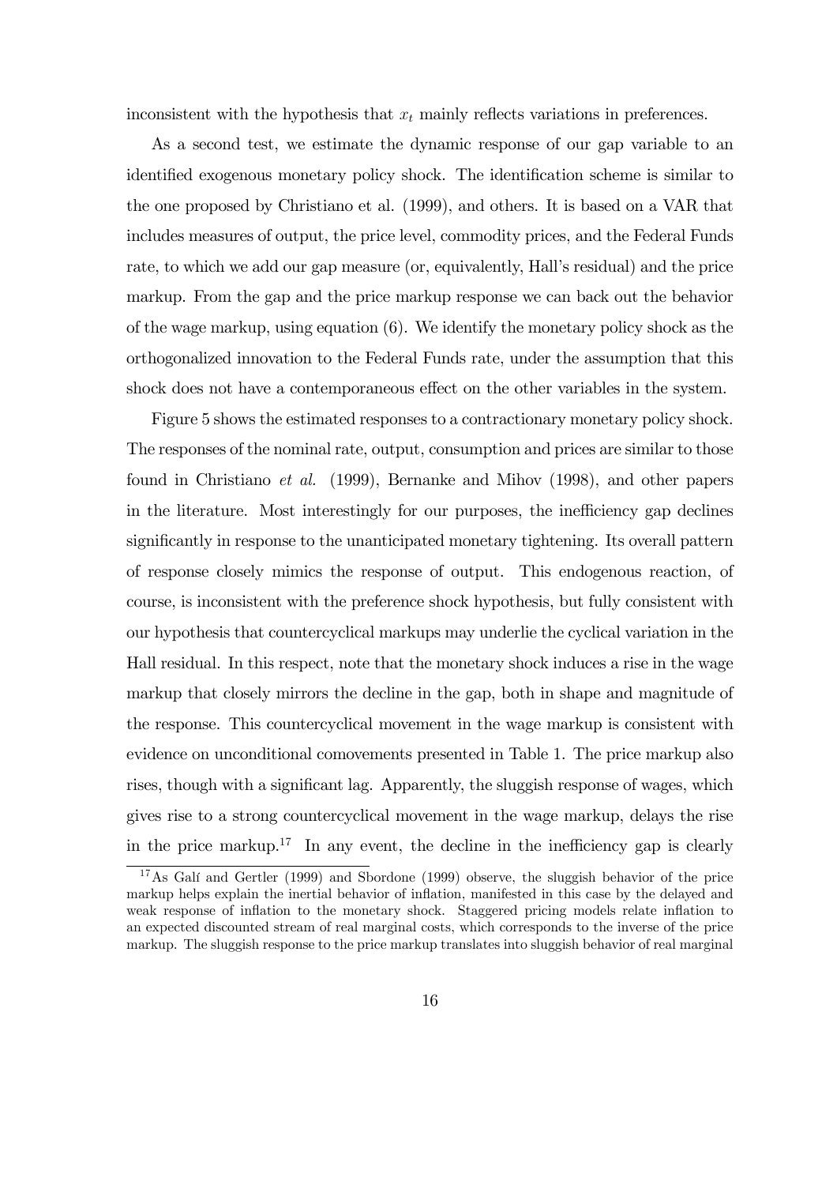inconsistent with the hypothesis that $x_t$ mainly reflects variations in preferences.

As a second test, we estimate the dynamic response of our gap variable to an identified exogenous monetary policy shock. The identification scheme is similar to the one proposed by Christiano et al. (1999), and others. It is based on a VAR that includes measures of output, the price level, commodity prices, and the Federal Funds rate, to which we add our gap measure (or, equivalently, Hall's residual) and the price markup. From the gap and the price markup response we can back out the behavior of the wage markup, using equation (6). We identify the monetary policy shock as the orthogonalized innovation to the Federal Funds rate, under the assumption that this shock does not have a contemporaneous effect on the other variables in the system.

Figure 5 shows the estimated responses to a contractionary monetary policy shock. The responses of the nominal rate, output, consumption and prices are similar to those found in Christiano *et al.* (1999), Bernanke and Mihov (1998), and other papers in the literature. Most interestingly for our purposes, the inefficiency gap declines significantly in response to the unanticipated monetary tightening. Its overall pattern of response closely mimics the response of output. This endogenous reaction, of course, is inconsistent with the preference shock hypothesis, but fully consistent with our hypothesis that countercyclical markups may underlie the cyclical variation in the Hall residual. In this respect, note that the monetary shock induces a rise in the wage markup that closely mirrors the decline in the gap, both in shape and magnitude of the response. This countercyclical movement in the wage markup is consistent with evidence on unconditional comovements presented in Table 1. The price markup also rises, though with a significant lag. Apparently, the sluggish response of wages, which gives rise to a strong countercyclical movement in the wage markup, delays the rise in the price markup.[17] In any event, the decline in the inefficiency gap is clearly

[17] As Galí and Gertler (1999) and Sbordone (1999) observe, the sluggish behavior of the price markup helps explain the inertial behavior of inflation, manifested in this case by the delayed and weak response of inflation to the monetary shock. Staggered pricing models relate inflation to an expected discounted stream of real marginal costs, which corresponds to the inverse of the price markup. The sluggish response to the price markup translates into sluggish behavior of real marginal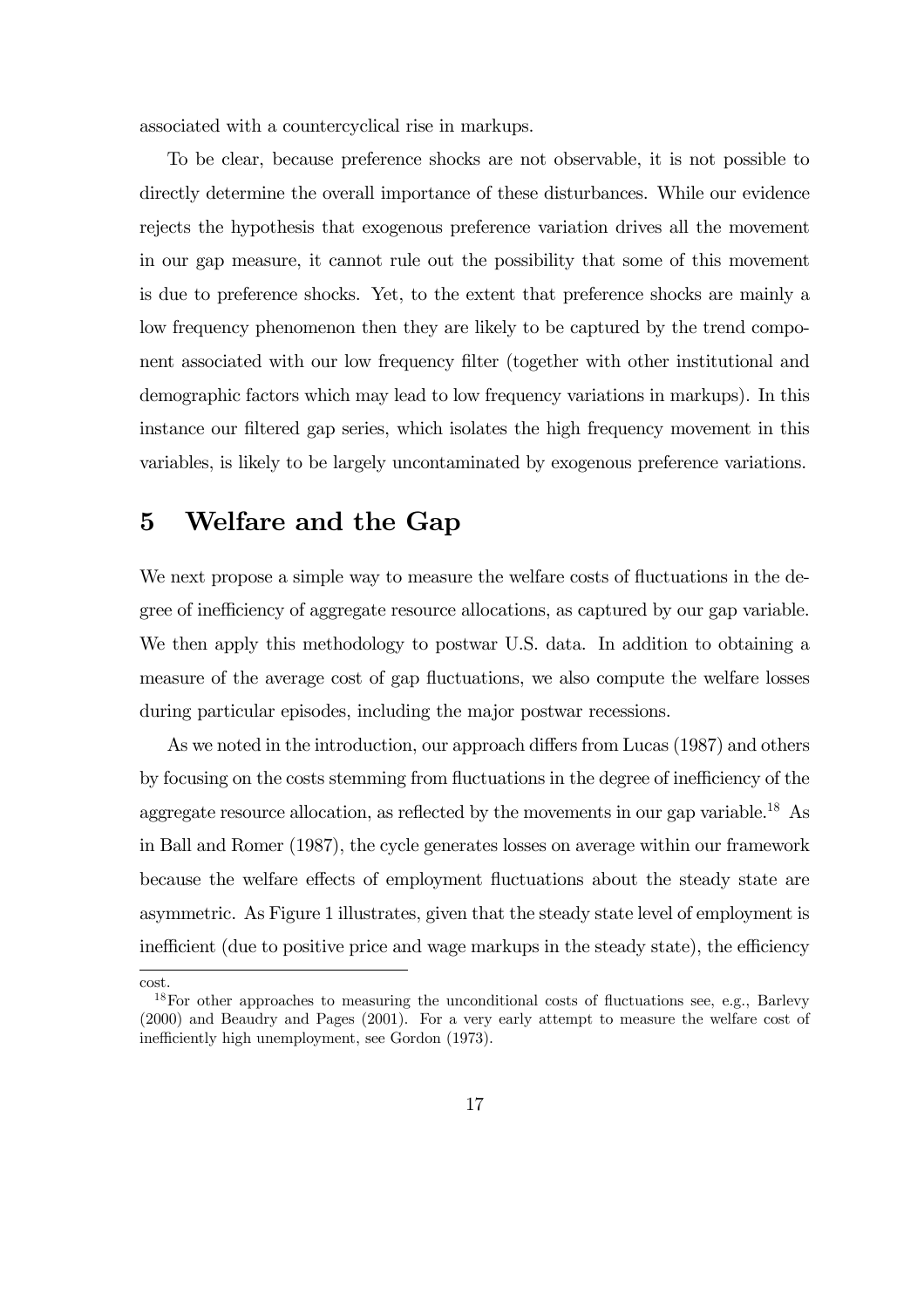associated with a countercyclical rise in markups.

To be clear, because preference shocks are not observable, it is not possible to directly determine the overall importance of these disturbances. While our evidence rejects the hypothesis that exogenous preference variation drives all the movement in our gap measure, it cannot rule out the possibility that some of this movement is due to preference shocks. Yet, to the extent that preference shocks are mainly a low frequency phenomenon then they are likely to be captured by the trend component associated with our low frequency filter (together with other institutional and demographic factors which may lead to low frequency variations in markups). In this instance our filtered gap series, which isolates the high frequency movement in this variables, is likely to be largely uncontaminated by exogenous preference variations.

# 5 Welfare and the Gap

We next propose a simple way to measure the welfare costs of fluctuations in the degree of inefficiency of aggregate resource allocations, as captured by our gap variable. We then apply this methodology to postwar U.S. data. In addition to obtaining a measure of the average cost of gap fluctuations, we also compute the welfare losses during particular episodes, including the major postwar recessions.

As we noted in the introduction, our approach differs from Lucas (1987) and others by focusing on the costs stemming from fluctuations in the degree of inefficiency of the aggregate resource allocation, as reflected by the movements in our gap variable.[18] As in Ball and Romer (1987), the cycle generates losses on average within our framework because the welfare effects of employment fluctuations about the steady state are asymmetric. As Figure 1 illustrates, given that the steady state level of employment is inefficient (due to positive price and wage markups in the steady state), the efficiency

---

cost.

[18] For other approaches to measuring the unconditional costs of fluctuations see, e.g., Barlevy (2000) and Beaudry and Pages (2001). For a very early attempt to measure the welfare cost of inefficiently high unemployment, see Gordon (1973).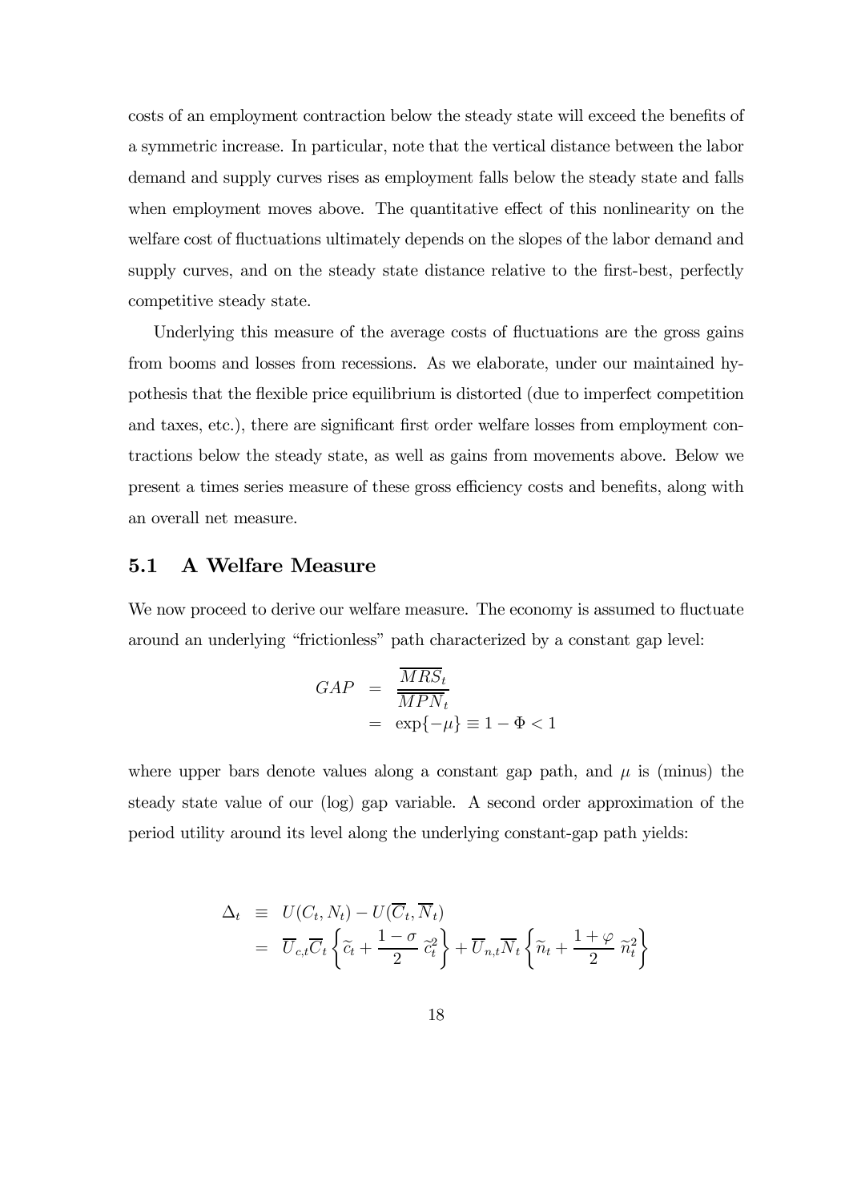costs of an employment contraction below the steady state will exceed the benefits of a symmetric increase. In particular, note that the vertical distance between the labor demand and supply curves rises as employment falls below the steady state and falls when employment moves above. The quantitative effect of this nonlinearity on the welfare cost of fluctuations ultimately depends on the slopes of the labor demand and supply curves, and on the steady state distance relative to the first-best, perfectly competitive steady state.

Underlying this measure of the average costs of fluctuations are the gross gains from booms and losses from recessions. As we elaborate, under our maintained hypothesis that the flexible price equilibrium is distorted (due to imperfect competition and taxes, etc.), there are significant first order welfare losses from employment contractions below the steady state, as well as gains from movements above. Below we present a times series measure of these gross efficiency costs and benefits, along with an overall net measure.

## 5.1 A Welfare Measure

We now proceed to derive our welfare measure. The economy is assumed to fluctuate around an underlying "frictionless" path characterized by a constant gap level:

$$
\begin{aligned}
GAP &= \frac{\overline{MRS}_t}{\overline{MPN}_t} \\
&= \exp\{-\mu\} \equiv 1 - \Phi < 1
\end{aligned}
$$

where upper bars denote values along a constant gap path, and $\mu$ is (minus) the steady state value of our (log) gap variable. A second order approximation of the period utility around its level along the underlying constant-gap path yields:

$$
\begin{aligned}
\Delta_t &\equiv U(C_t, N_t) - U(\overline{C}_t, \overline{N}_t) \\
&= \overline{U}_{c,t}\overline{C}_t \left\{ \widetilde{c}_t + \frac{1-\sigma}{2}\, \widetilde{c}_t^2 \right\} + \overline{U}_{n,t}\overline{N}_t \left\{ \widetilde{n}_t + \frac{1+\varphi}{2}\, \widetilde{n}_t^2 \right\}
\end{aligned}
$$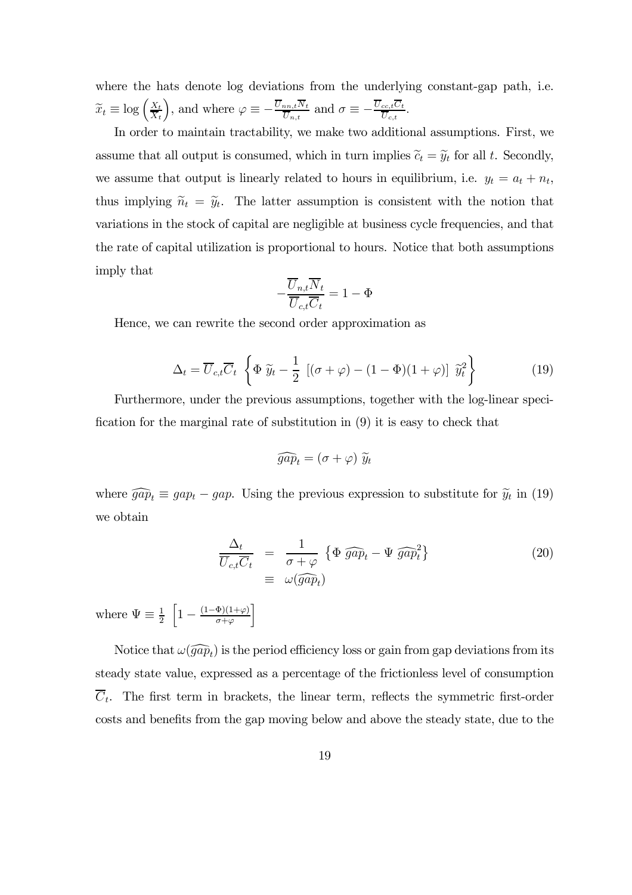where the hats denote log deviations from the underlying constant-gap path, i.e. $\widetilde{x}_t \equiv \log\left(\frac{X_t}{\overline{X}_t}\right)$, and where $\varphi \equiv -\frac{\overline{U}_{nn,t}\overline{N}_t}{\overline{U}_{n,t}}$ and $\sigma \equiv -\frac{\overline{U}_{cc,t}\overline{C}_t}{\overline{U}_{c,t}}$.

In order to maintain tractability, we make two additional assumptions. First, we assume that all output is consumed, which in turn implies $\widetilde{c}_t = \widetilde{y}_t$ for all $t$. Secondly, we assume that output is linearly related to hours in equilibrium, i.e. $y_t = a_t + n_t$, thus implying $\widetilde{n}_t = \widetilde{y}_t$. The latter assumption is consistent with the notion that variations in the stock of capital are negligible at business cycle frequencies, and that the rate of capital utilization is proportional to hours. Notice that both assumptions imply that

$$-\frac{\overline{U}_{n,t}\overline{N}_t}{\overline{U}_{c,t}\overline{C}_t} = 1 - \Phi$$

Hence, we can rewrite the second order approximation as

$$\Delta_t = \overline{U}_{c,t}\overline{C}_t \ \left\{ \Phi \ \widetilde{y}_t - \frac{1}{2} \ \left[ (\sigma + \varphi) - (1 - \Phi)(1 + \varphi) \right] \ \widetilde{y}_t^2 \right\} \tag{19}$$

Furthermore, under the previous assumptions, together with the log-linear specification for the marginal rate of substitution in (9) it is easy to check that

$$\widehat{gap}_t = (\sigma + \varphi) \ \widetilde{y}_t$$

where $\widehat{gap}_t \equiv gap_t - gap$. Using the previous expression to substitute for $\widetilde{y}_t$ in (19) we obtain

$$\begin{aligned} \frac{\Delta_t}{\overline{U}_{c,t}\overline{C}_t} &= \frac{1}{\sigma + \varphi} \ \left\{ \Phi \ \widehat{gap}_t - \Psi \ \widehat{gap}_t^2 \right\} \\ &\equiv \omega(\widehat{gap}_t) \end{aligned} \tag{20}$$

where $\Psi \equiv \frac{1}{2} \ \left[ 1 - \frac{(1-\Phi)(1+\varphi)}{\sigma + \varphi} \right]$

Notice that $\omega(\widehat{gap}_t)$ is the period efficiency loss or gain from gap deviations from its steady state value, expressed as a percentage of the frictionless level of consumption $\overline{C}_t$. The first term in brackets, the linear term, reflects the symmetric first-order costs and benefits from the gap moving below and above the steady state, due to the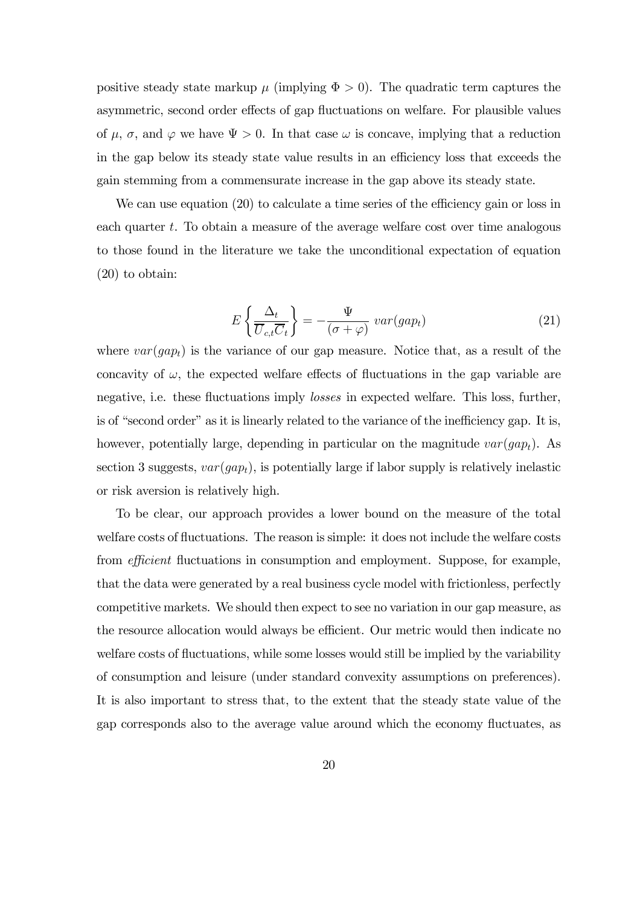positive steady state markup $\mu$ (implying $\Phi > 0$). The quadratic term captures the asymmetric, second order effects of gap fluctuations on welfare. For plausible values of $\mu$, $\sigma$, and $\varphi$ we have $\Psi > 0$. In that case $\omega$ is concave, implying that a reduction in the gap below its steady state value results in an efficiency loss that exceeds the gain stemming from a commensurate increase in the gap above its steady state.

We can use equation (20) to calculate a time series of the efficiency gain or loss in each quarter $t$. To obtain a measure of the average welfare cost over time analogous to those found in the literature we take the unconditional expectation of equation (20) to obtain:

$$E\left\{\frac{\Delta_t}{\overline{U}_{c,t}\overline{C}_t}\right\} = -\frac{\Psi}{(\sigma+\varphi)}\ var(gap_t) \tag{21}$$

where $var(gap_t)$ is the variance of our gap measure. Notice that, as a result of the concavity of $\omega$, the expected welfare effects of fluctuations in the gap variable are negative, i.e. these fluctuations imply *losses* in expected welfare. This loss, further, is of "second order" as it is linearly related to the variance of the inefficiency gap. It is, however, potentially large, depending in particular on the magnitude $var(gap_t)$. As section 3 suggests, $var(gap_t)$, is potentially large if labor supply is relatively inelastic or risk aversion is relatively high.

To be clear, our approach provides a lower bound on the measure of the total welfare costs of fluctuations. The reason is simple: it does not include the welfare costs from *efficient* fluctuations in consumption and employment. Suppose, for example, that the data were generated by a real business cycle model with frictionless, perfectly competitive markets. We should then expect to see no variation in our gap measure, as the resource allocation would always be efficient. Our metric would then indicate no welfare costs of fluctuations, while some losses would still be implied by the variability of consumption and leisure (under standard convexity assumptions on preferences). It is also important to stress that, to the extent that the steady state value of the gap corresponds also to the average value around which the economy fluctuates, as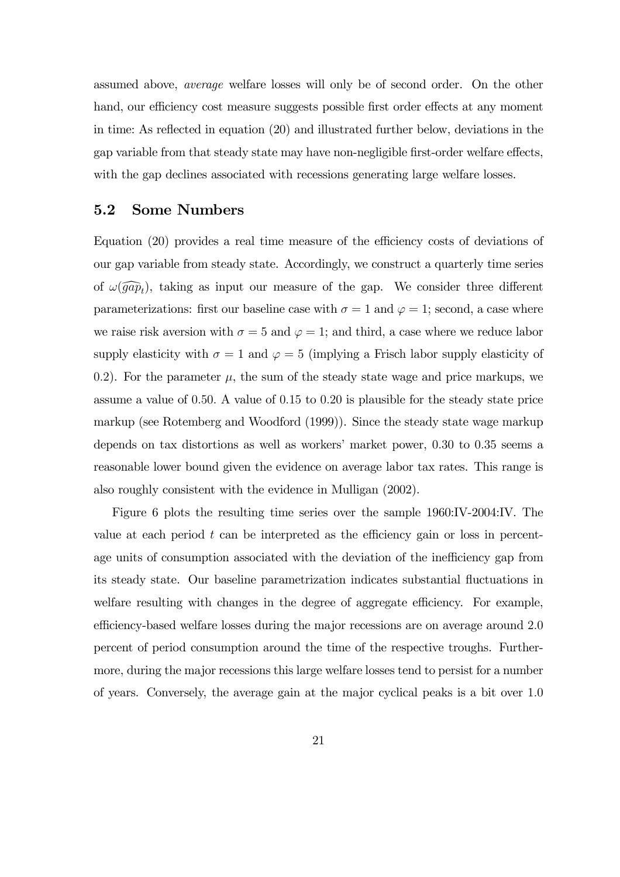assumed above, *average* welfare losses will only be of second order. On the other hand, our efficiency cost measure suggests possible first order effects at any moment in time: As reflected in equation (20) and illustrated further below, deviations in the gap variable from that steady state may have non-negligible first-order welfare effects, with the gap declines associated with recessions generating large welfare losses.

## 5.2 Some Numbers

Equation (20) provides a real time measure of the efficiency costs of deviations of our gap variable from steady state. Accordingly, we construct a quarterly time series of $\omega(\widehat{gap}_t)$, taking as input our measure of the gap. We consider three different parameterizations: first our baseline case with $\sigma = 1$ and $\varphi = 1$; second, a case where we raise risk aversion with $\sigma = 5$ and $\varphi = 1$; and third, a case where we reduce labor supply elasticity with $\sigma = 1$ and $\varphi = 5$ (implying a Frisch labor supply elasticity of 0.2). For the parameter $\mu$, the sum of the steady state wage and price markups, we assume a value of 0.50. A value of 0.15 to 0.20 is plausible for the steady state price markup (see Rotemberg and Woodford (1999)). Since the steady state wage markup depends on tax distortions as well as workers' market power, 0.30 to 0.35 seems a reasonable lower bound given the evidence on average labor tax rates. This range is also roughly consistent with the evidence in Mulligan (2002).

Figure 6 plots the resulting time series over the sample 1960:IV-2004:IV. The value at each period $t$ can be interpreted as the efficiency gain or loss in percentage units of consumption associated with the deviation of the inefficiency gap from its steady state. Our baseline parametrization indicates substantial fluctuations in welfare resulting with changes in the degree of aggregate efficiency. For example, efficiency-based welfare losses during the major recessions are on average around 2.0 percent of period consumption around the time of the respective troughs. Furthermore, during the major recessions this large welfare losses tend to persist for a number of years. Conversely, the average gain at the major cyclical peaks is a bit over 1.0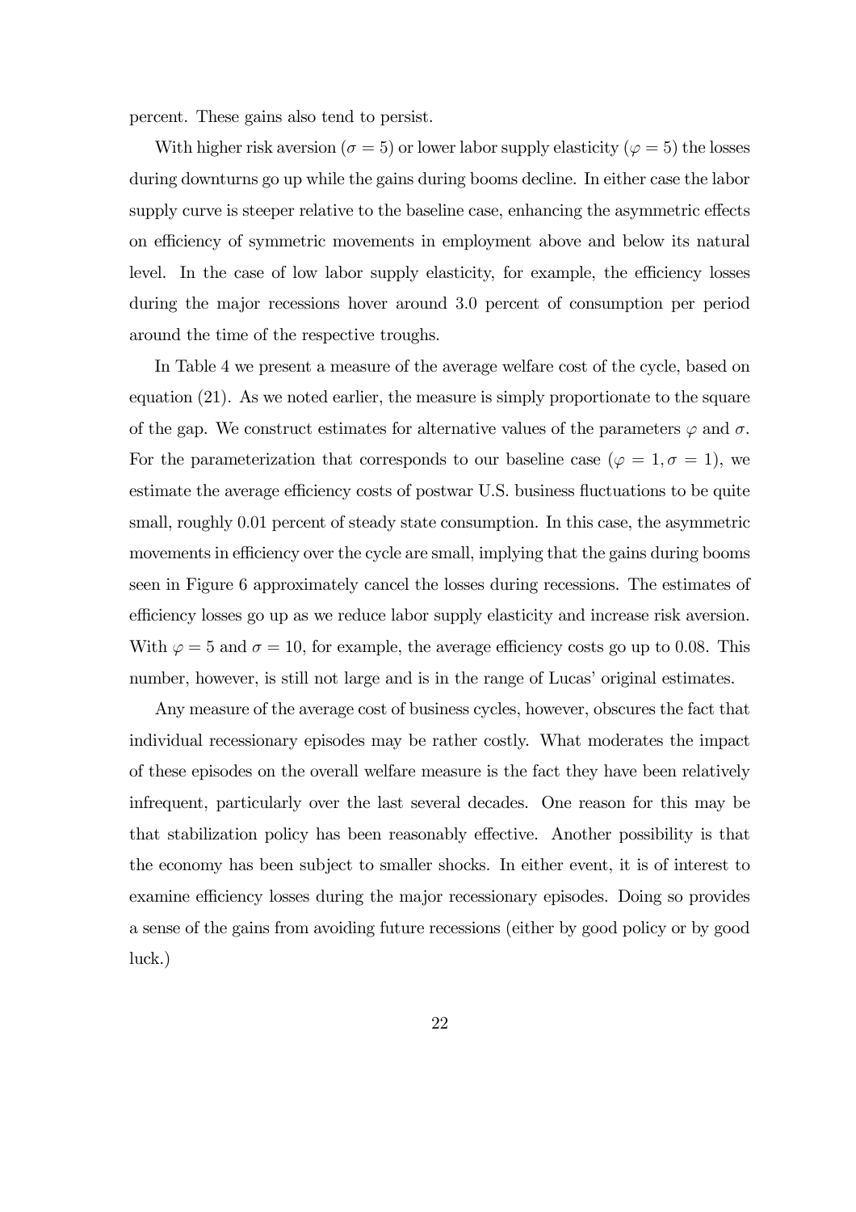percent. These gains also tend to persist.

With higher risk aversion ($\sigma = 5$) or lower labor supply elasticity ($\varphi = 5$) the losses during downturns go up while the gains during booms decline. In either case the labor supply curve is steeper relative to the baseline case, enhancing the asymmetric effects on efficiency of symmetric movements in employment above and below its natural level. In the case of low labor supply elasticity, for example, the efficiency losses during the major recessions hover around 3.0 percent of consumption per period around the time of the respective troughs.

In Table 4 we present a measure of the average welfare cost of the cycle, based on equation (21). As we noted earlier, the measure is simply proportionate to the square of the gap. We construct estimates for alternative values of the parameters $\varphi$ and $\sigma$. For the parameterization that corresponds to our baseline case ($\varphi = 1, \sigma = 1$), we estimate the average efficiency costs of postwar U.S. business fluctuations to be quite small, roughly 0.01 percent of steady state consumption. In this case, the asymmetric movements in efficiency over the cycle are small, implying that the gains during booms seen in Figure 6 approximately cancel the losses during recessions. The estimates of efficiency losses go up as we reduce labor supply elasticity and increase risk aversion. With $\varphi = 5$ and $\sigma = 10$, for example, the average efficiency costs go up to 0.08. This number, however, is still not large and is in the range of Lucas' original estimates.

Any measure of the average cost of business cycles, however, obscures the fact that individual recessionary episodes may be rather costly. What moderates the impact of these episodes on the overall welfare measure is the fact they have been relatively infrequent, particularly over the last several decades. One reason for this may be that stabilization policy has been reasonably effective. Another possibility is that the economy has been subject to smaller shocks. In either event, it is of interest to examine efficiency losses during the major recessionary episodes. Doing so provides a sense of the gains from avoiding future recessions (either by good policy or by good luck.)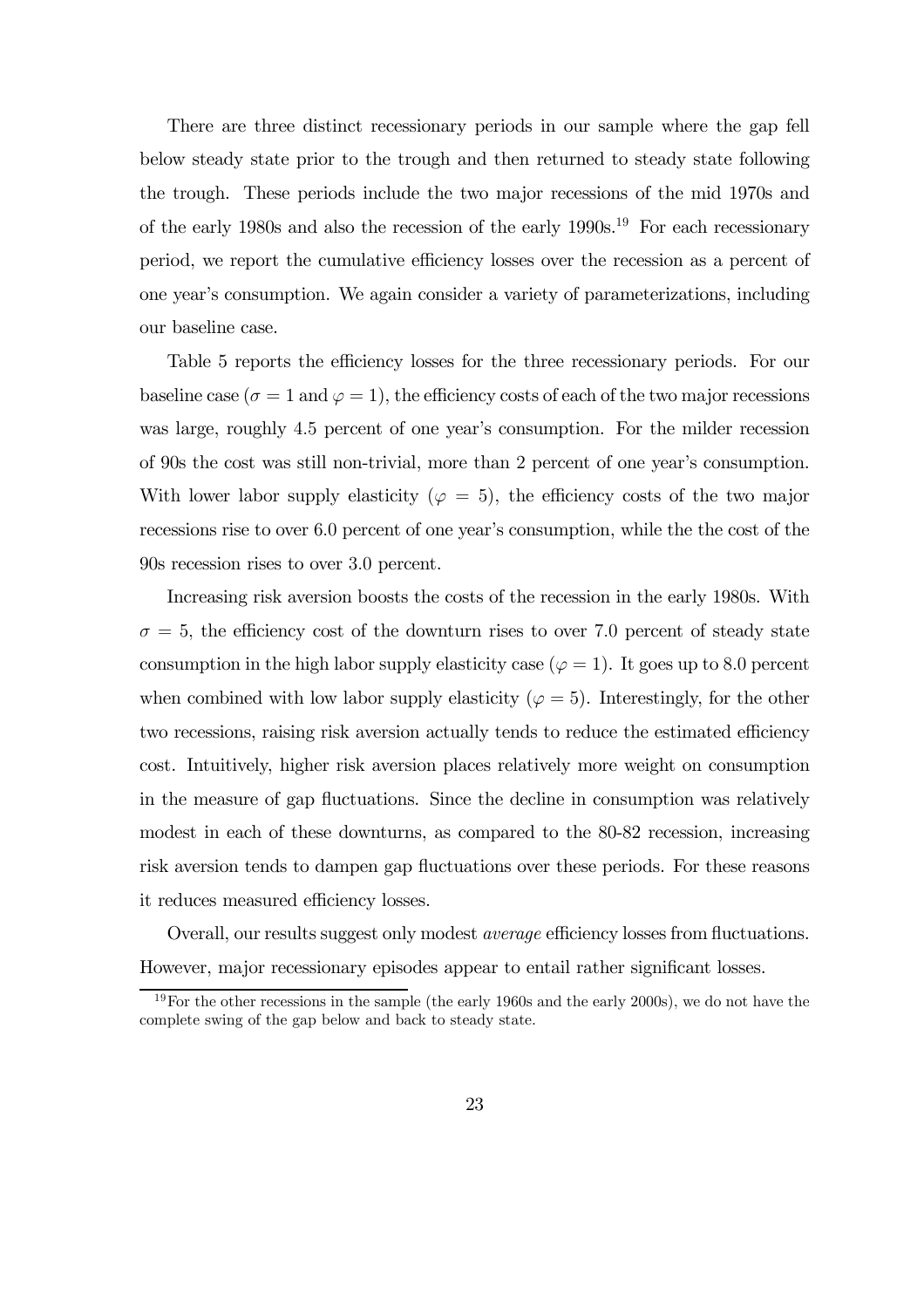There are three distinct recessionary periods in our sample where the gap fell below steady state prior to the trough and then returned to steady state following the trough. These periods include the two major recessions of the mid 1970s and of the early 1980s and also the recession of the early 1990s.[19] For each recessionary period, we report the cumulative efficiency losses over the recession as a percent of one year's consumption. We again consider a variety of parameterizations, including our baseline case.

Table 5 reports the efficiency losses for the three recessionary periods. For our baseline case ($\sigma = 1$ and $\varphi = 1$), the efficiency costs of each of the two major recessions was large, roughly 4.5 percent of one year's consumption. For the milder recession of 90s the cost was still non-trivial, more than 2 percent of one year's consumption. With lower labor supply elasticity ($\varphi = 5$), the efficiency costs of the two major recessions rise to over 6.0 percent of one year's consumption, while the the cost of the 90s recession rises to over 3.0 percent.

Increasing risk aversion boosts the costs of the recession in the early 1980s. With $\sigma = 5$, the efficiency cost of the downturn rises to over 7.0 percent of steady state consumption in the high labor supply elasticity case ($\varphi = 1$). It goes up to 8.0 percent when combined with low labor supply elasticity ($\varphi = 5$). Interestingly, for the other two recessions, raising risk aversion actually tends to reduce the estimated efficiency cost. Intuitively, higher risk aversion places relatively more weight on consumption in the measure of gap fluctuations. Since the decline in consumption was relatively modest in each of these downturns, as compared to the 80-82 recession, increasing risk aversion tends to dampen gap fluctuations over these periods. For these reasons it reduces measured efficiency losses.

Overall, our results suggest only modest *average* efficiency losses from fluctuations. However, major recessionary episodes appear to entail rather significant losses.

[19] For the other recessions in the sample (the early 1960s and the early 2000s), we do not have the complete swing of the gap below and back to steady state.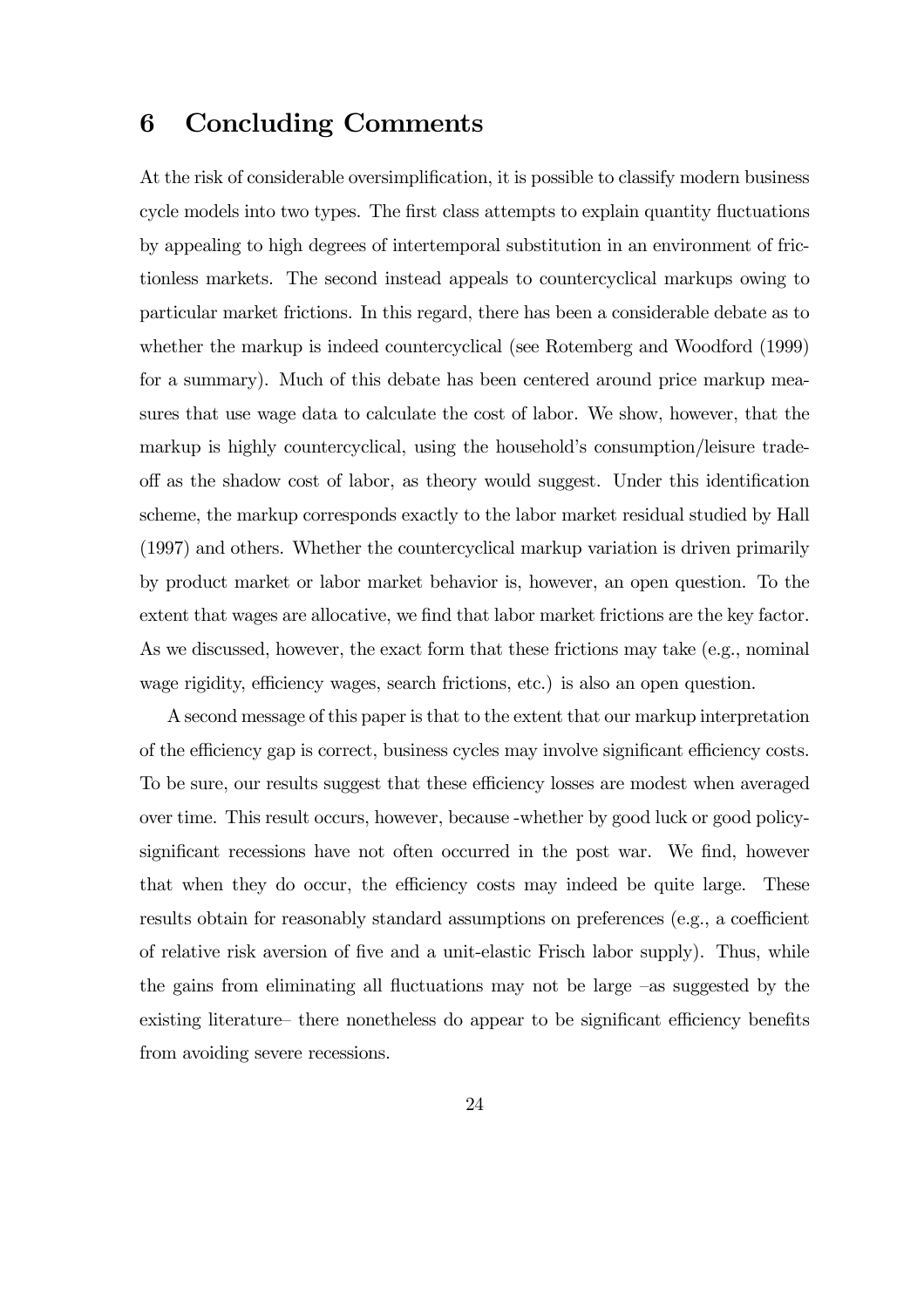# 6 Concluding Comments

At the risk of considerable oversimplification, it is possible to classify modern business cycle models into two types. The first class attempts to explain quantity fluctuations by appealing to high degrees of intertemporal substitution in an environment of frictionless markets. The second instead appeals to countercyclical markups owing to particular market frictions. In this regard, there has been a considerable debate as to whether the markup is indeed countercyclical (see Rotemberg and Woodford (1999) for a summary). Much of this debate has been centered around price markup measures that use wage data to calculate the cost of labor. We show, however, that the markup is highly countercyclical, using the household's consumption/leisure tradeoff as the shadow cost of labor, as theory would suggest. Under this identification scheme, the markup corresponds exactly to the labor market residual studied by Hall (1997) and others. Whether the countercyclical markup variation is driven primarily by product market or labor market behavior is, however, an open question. To the extent that wages are allocative, we find that labor market frictions are the key factor. As we discussed, however, the exact form that these frictions may take (e.g., nominal wage rigidity, efficiency wages, search frictions, etc.) is also an open question.

A second message of this paper is that to the extent that our markup interpretation of the efficiency gap is correct, business cycles may involve significant efficiency costs. To be sure, our results suggest that these efficiency losses are modest when averaged over time. This result occurs, however, because -whether by good luck or good policy- significant recessions have not often occurred in the post war. We find, however that when they do occur, the efficiency costs may indeed be quite large. These results obtain for reasonably standard assumptions on preferences (e.g., a coefficient of relative risk aversion of five and a unit-elastic Frisch labor supply). Thus, while the gains from eliminating all fluctuations may not be large –as suggested by the existing literature– there nonetheless do appear to be significant efficiency benefits from avoiding severe recessions.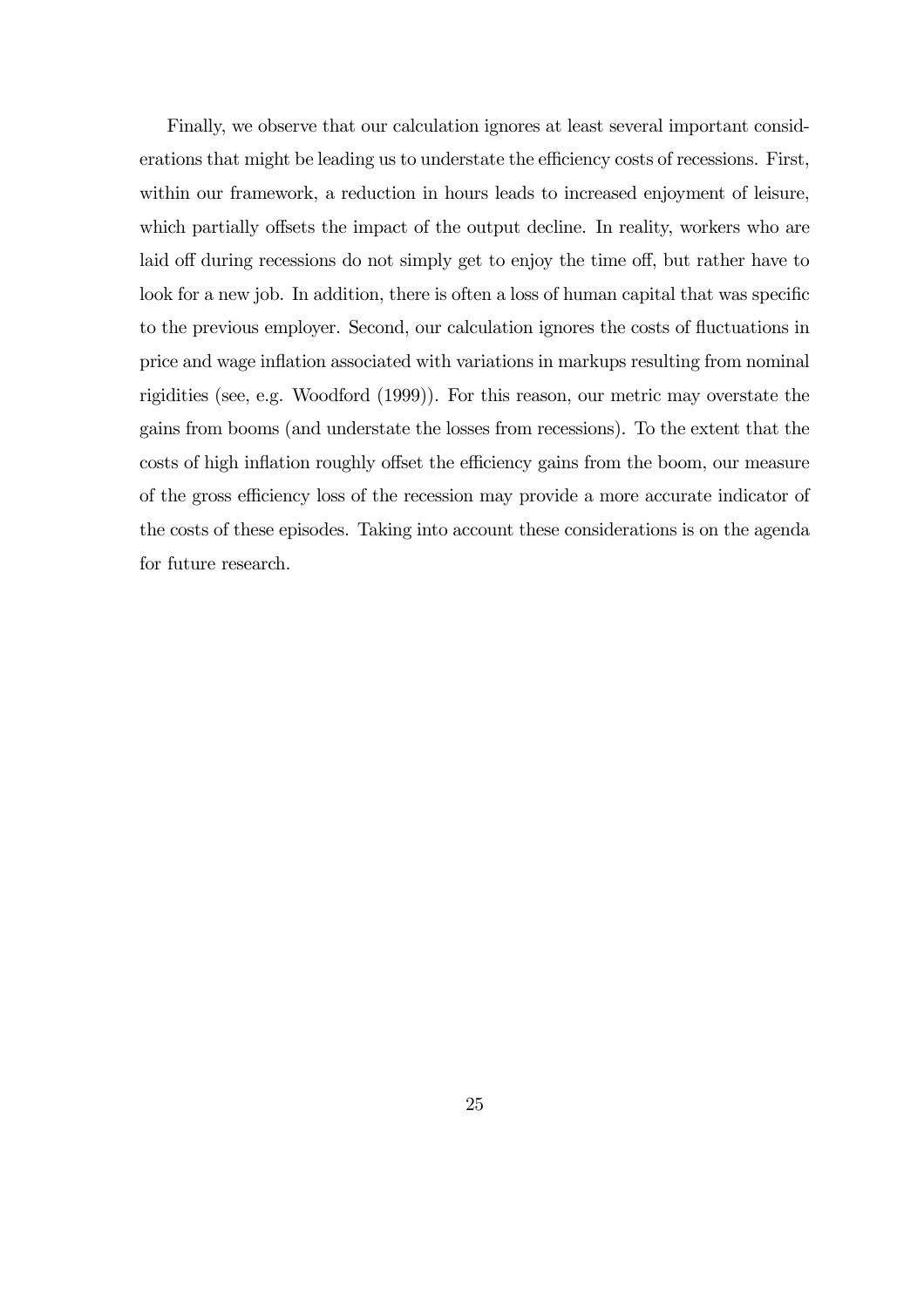Finally, we observe that our calculation ignores at least several important considerations that might be leading us to understate the efficiency costs of recessions. First, within our framework, a reduction in hours leads to increased enjoyment of leisure, which partially offsets the impact of the output decline. In reality, workers who are laid off during recessions do not simply get to enjoy the time off, but rather have to look for a new job. In addition, there is often a loss of human capital that was specific to the previous employer. Second, our calculation ignores the costs of fluctuations in price and wage inflation associated with variations in markups resulting from nominal rigidities (see, e.g. Woodford (1999)). For this reason, our metric may overstate the gains from booms (and understate the losses from recessions). To the extent that the costs of high inflation roughly offset the efficiency gains from the boom, our measure of the gross efficiency loss of the recession may provide a more accurate indicator of the costs of these episodes. Taking into account these considerations is on the agenda for future research.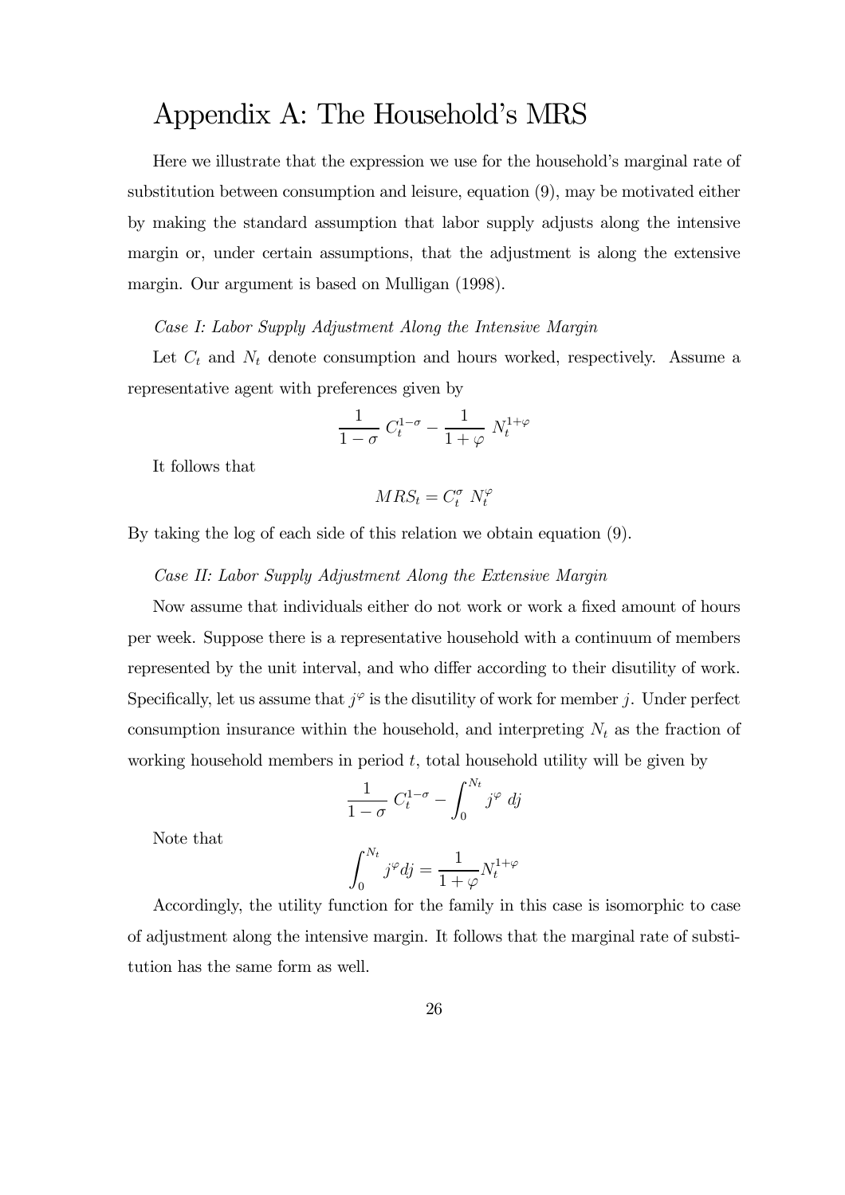# Appendix A: The Household's MRS

Here we illustrate that the expression we use for the household's marginal rate of substitution between consumption and leisure, equation (9), may be motivated either by making the standard assumption that labor supply adjusts along the intensive margin or, under certain assumptions, that the adjustment is along the extensive margin. Our argument is based on Mulligan (1998).

*Case I: Labor Supply Adjustment Along the Intensive Margin*

Let $C_t$ and $N_t$ denote consumption and hours worked, respectively. Assume a representative agent with preferences given by

$$\frac{1}{1-\sigma}\ C_t^{1-\sigma} - \frac{1}{1+\varphi}\ N_t^{1+\varphi}$$

It follows that

$$MRS_t = C_t^{\sigma}\ N_t^{\varphi}$$

By taking the log of each side of this relation we obtain equation (9).

*Case II: Labor Supply Adjustment Along the Extensive Margin*

Now assume that individuals either do not work or work a fixed amount of hours per week. Suppose there is a representative household with a continuum of members represented by the unit interval, and who differ according to their disutility of work. Specifically, let us assume that $j^{\varphi}$ is the disutility of work for member $j$. Under perfect consumption insurance within the household, and interpreting $N_t$ as the fraction of working household members in period $t$, total household utility will be given by

$$\frac{1}{1-\sigma}\ C_t^{1-\sigma} - \int_0^{N_t} j^{\varphi}\ dj$$

Note that

$$\int_0^{N_t} j^{\varphi} dj = \frac{1}{1+\varphi} N_t^{1+\varphi}$$

Accordingly, the utility function for the family in this case is isomorphic to case of adjustment along the intensive margin. It follows that the marginal rate of substitution has the same form as well.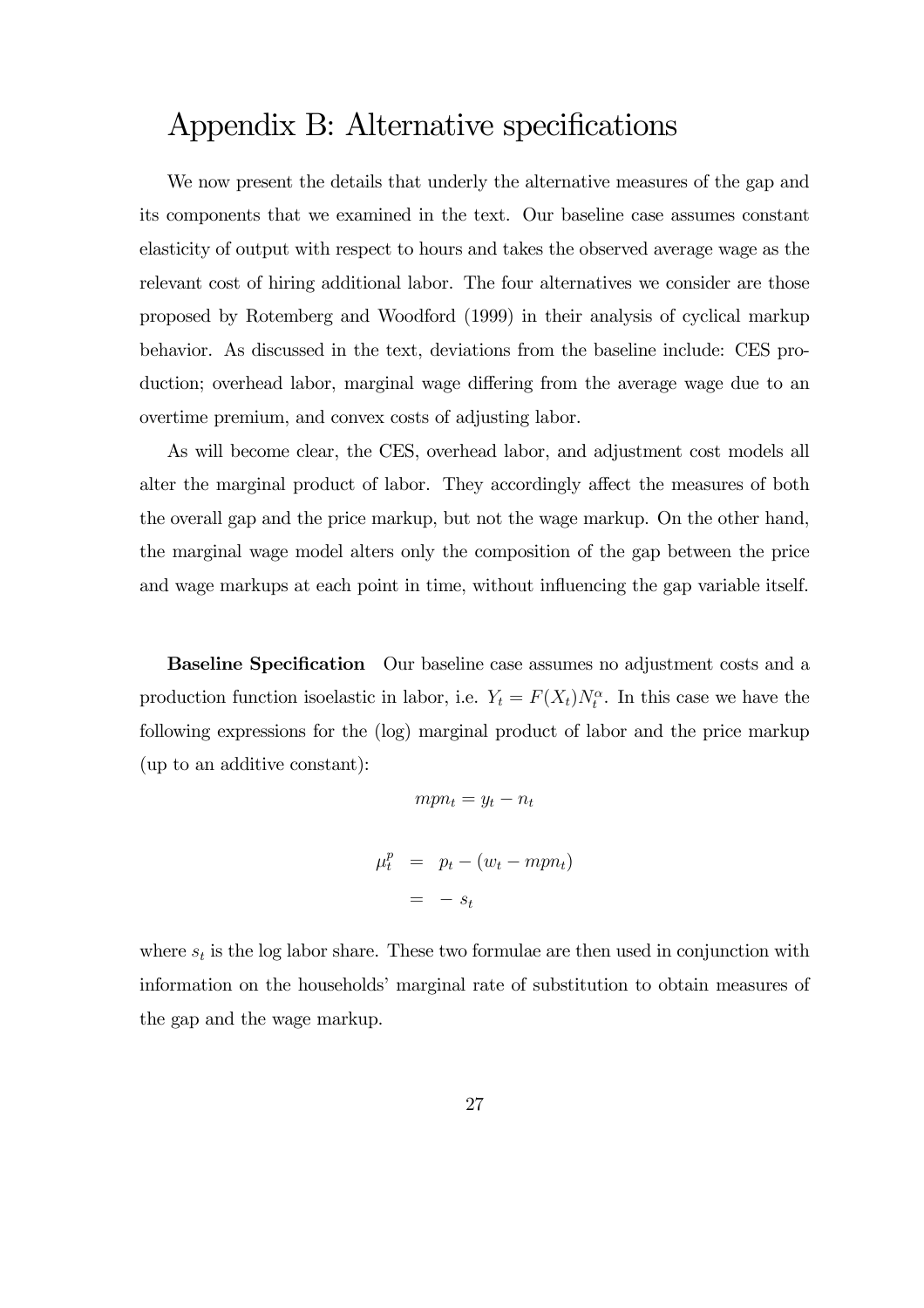# Appendix B: Alternative specifications

We now present the details that underly the alternative measures of the gap and its components that we examined in the text. Our baseline case assumes constant elasticity of output with respect to hours and takes the observed average wage as the relevant cost of hiring additional labor. The four alternatives we consider are those proposed by Rotemberg and Woodford (1999) in their analysis of cyclical markup behavior. As discussed in the text, deviations from the baseline include: CES production; overhead labor, marginal wage differing from the average wage due to an overtime premium, and convex costs of adjusting labor.

As will become clear, the CES, overhead labor, and adjustment cost models all alter the marginal product of labor. They accordingly affect the measures of both the overall gap and the price markup, but not the wage markup. On the other hand, the marginal wage model alters only the composition of the gap between the price and wage markups at each point in time, without influencing the gap variable itself.

**Baseline Specification** Our baseline case assumes no adjustment costs and a production function isoelastic in labor, i.e. $Y_t = F(X_t)N_t^{\alpha}$. In this case we have the following expressions for the (log) marginal product of labor and the price markup (up to an additive constant):

$$mpn_t = y_t - n_t$$

$$\begin{aligned} \mu_t^p &= p_t - (w_t - mpn_t) \\ &= -s_t \end{aligned}$$

where $s_t$ is the log labor share. These two formulae are then used in conjunction with information on the households' marginal rate of substitution to obtain measures of the gap and the wage markup.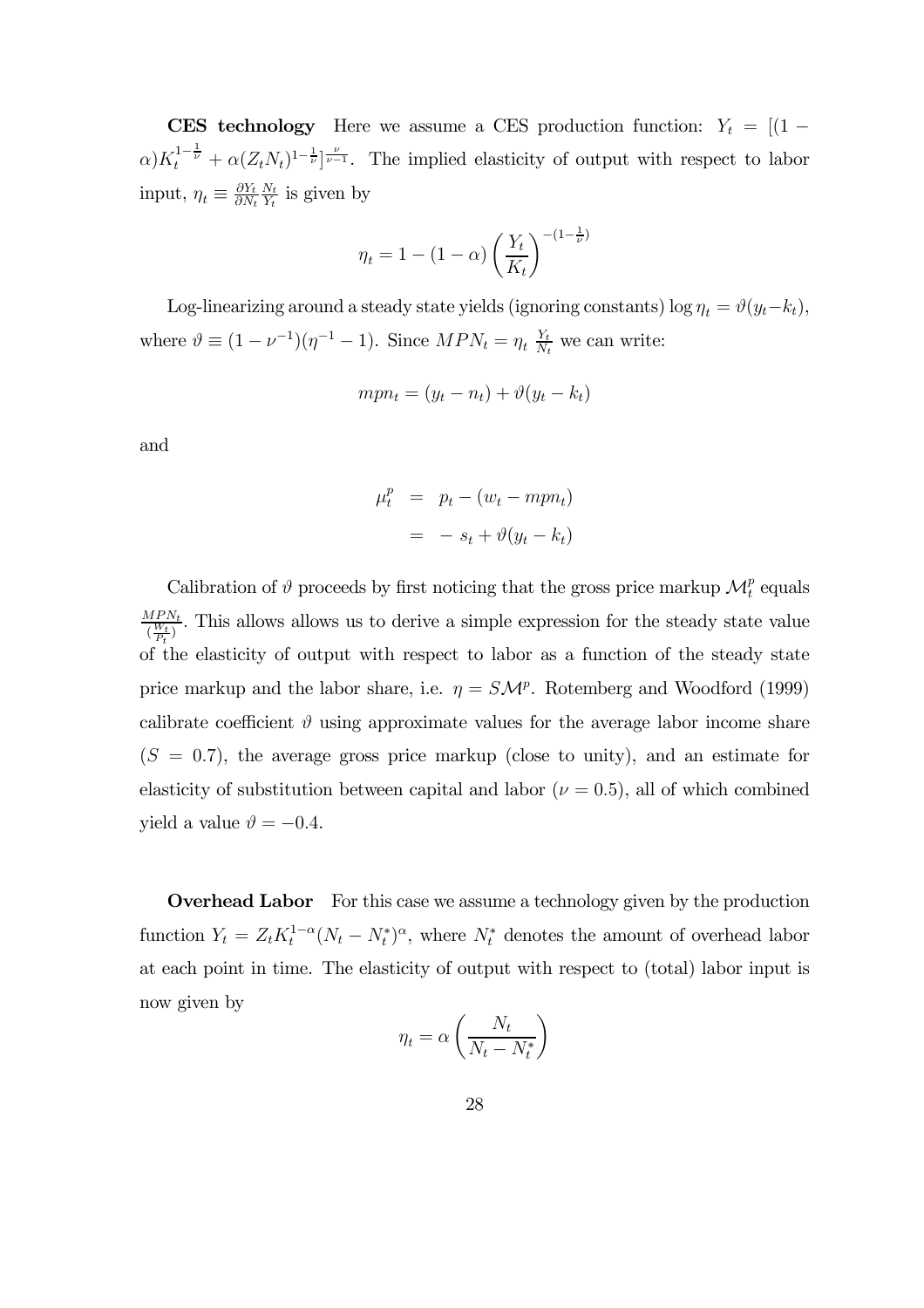**CES technology** Here we assume a CES production function: $Y_t = [(1 - \alpha)K_t^{1-\frac{1}{\nu}} + \alpha(Z_t N_t)^{1-\frac{1}{\nu}}]^{\frac{\nu}{\nu-1}}$. The implied elasticity of output with respect to labor input, $\eta_t \equiv \frac{\partial Y_t}{\partial N_t}\frac{N_t}{Y_t}$ is given by

$$\eta_t = 1 - (1-\alpha)\left(\frac{Y_t}{K_t}\right)^{-(1-\frac{1}{\nu})}$$

Log-linearizing around a steady state yields (ignoring constants) $\log \eta_t = \vartheta(y_t - k_t)$, where $\vartheta \equiv (1-\nu^{-1})(\eta^{-1} - 1)$. Since $MPN_t = \eta_t \; \frac{Y_t}{N_t}$ we can write:

$$mpn_t = (y_t - n_t) + \vartheta(y_t - k_t)$$

and

$$\begin{aligned} \mu_t^p &= p_t - (w_t - mpn_t) \\ &= -\, s_t + \vartheta(y_t - k_t) \end{aligned}$$

Calibration of $\vartheta$ proceeds by first noticing that the gross price markup $\mathcal{M}_t^p$ equals $\frac{MPN_t}{(\frac{W_t}{P_t})}$. This allows allows us to derive a simple expression for the steady state value of the elasticity of output with respect to labor as a function of the steady state price markup and the labor share, i.e. $\eta = S\mathcal{M}^p$. Rotemberg and Woodford (1999) calibrate coefficient $\vartheta$ using approximate values for the average labor income share ($S = 0.7$), the average gross price markup (close to unity), and an estimate for elasticity of substitution between capital and labor ($\nu = 0.5$), all of which combined yield a value $\vartheta = -0.4$.

**Overhead Labor** For this case we assume a technology given by the production function $Y_t = Z_t K_t^{1-\alpha}(N_t - N_t^*)^\alpha$, where $N_t^*$ denotes the amount of overhead labor at each point in time. The elasticity of output with respect to (total) labor input is now given by

$$\eta_t = \alpha\left(\frac{N_t}{N_t - N_t^*}\right)$$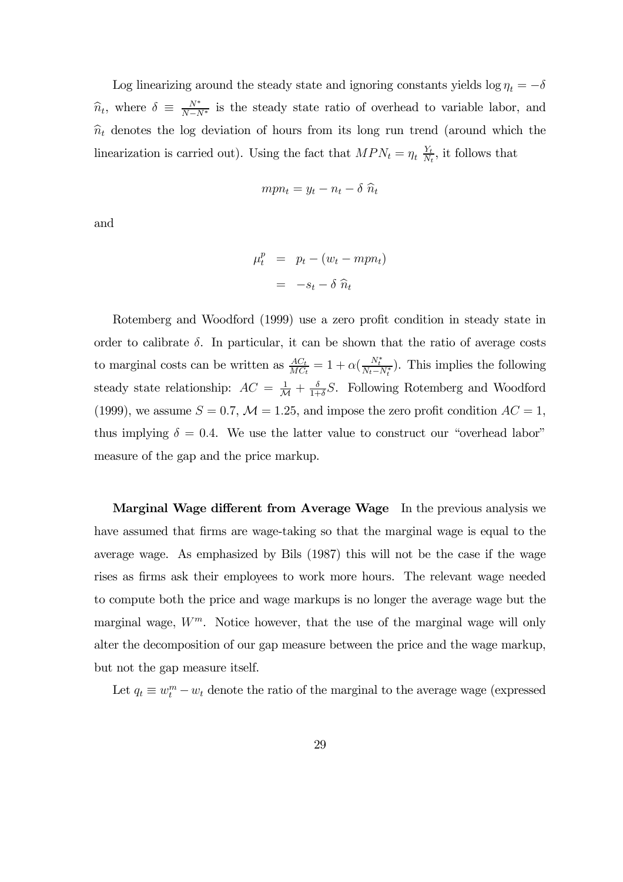Log linearizing around the steady state and ignoring constants yields $\log \eta_t = -\delta \, \widehat{n}_t$, where $\delta \equiv \frac{N^*}{N-N^*}$ is the steady state ratio of overhead to variable labor, and $\widehat{n}_t$ denotes the log deviation of hours from its long run trend (around which the linearization is carried out). Using the fact that $MPN_t = \eta_t \, \frac{Y_t}{N_t}$, it follows that

$$mpn_t = y_t - n_t - \delta \, \widehat{n}_t$$

and

$$\begin{aligned} \mu_t^p &= p_t - (w_t - mpn_t) \\ &= -s_t - \delta \, \widehat{n}_t \end{aligned}$$

Rotemberg and Woodford (1999) use a zero profit condition in steady state in order to calibrate $\delta$. In particular, it can be shown that the ratio of average costs to marginal costs can be written as $\frac{AC_t}{MC_t} = 1 + \alpha(\frac{N_t^*}{N_t - N_t^*})$. This implies the following steady state relationship: $AC = \frac{1}{\mathcal{M}} + \frac{\delta}{1+\delta} S$. Following Rotemberg and Woodford (1999), we assume $S = 0.7$, $\mathcal{M} = 1.25$, and impose the zero profit condition $AC = 1$, thus implying $\delta = 0.4$. We use the latter value to construct our "overhead labor" measure of the gap and the price markup.

**Marginal Wage different from Average Wage** In the previous analysis we have assumed that firms are wage-taking so that the marginal wage is equal to the average wage. As emphasized by Bils (1987) this will not be the case if the wage rises as firms ask their employees to work more hours. The relevant wage needed to compute both the price and wage markups is no longer the average wage but the marginal wage, $W^m$. Notice however, that the use of the marginal wage will only alter the decomposition of our gap measure between the price and the wage markup, but not the gap measure itself.

Let $q_t \equiv w_t^m - w_t$ denote the ratio of the marginal to the average wage (expressed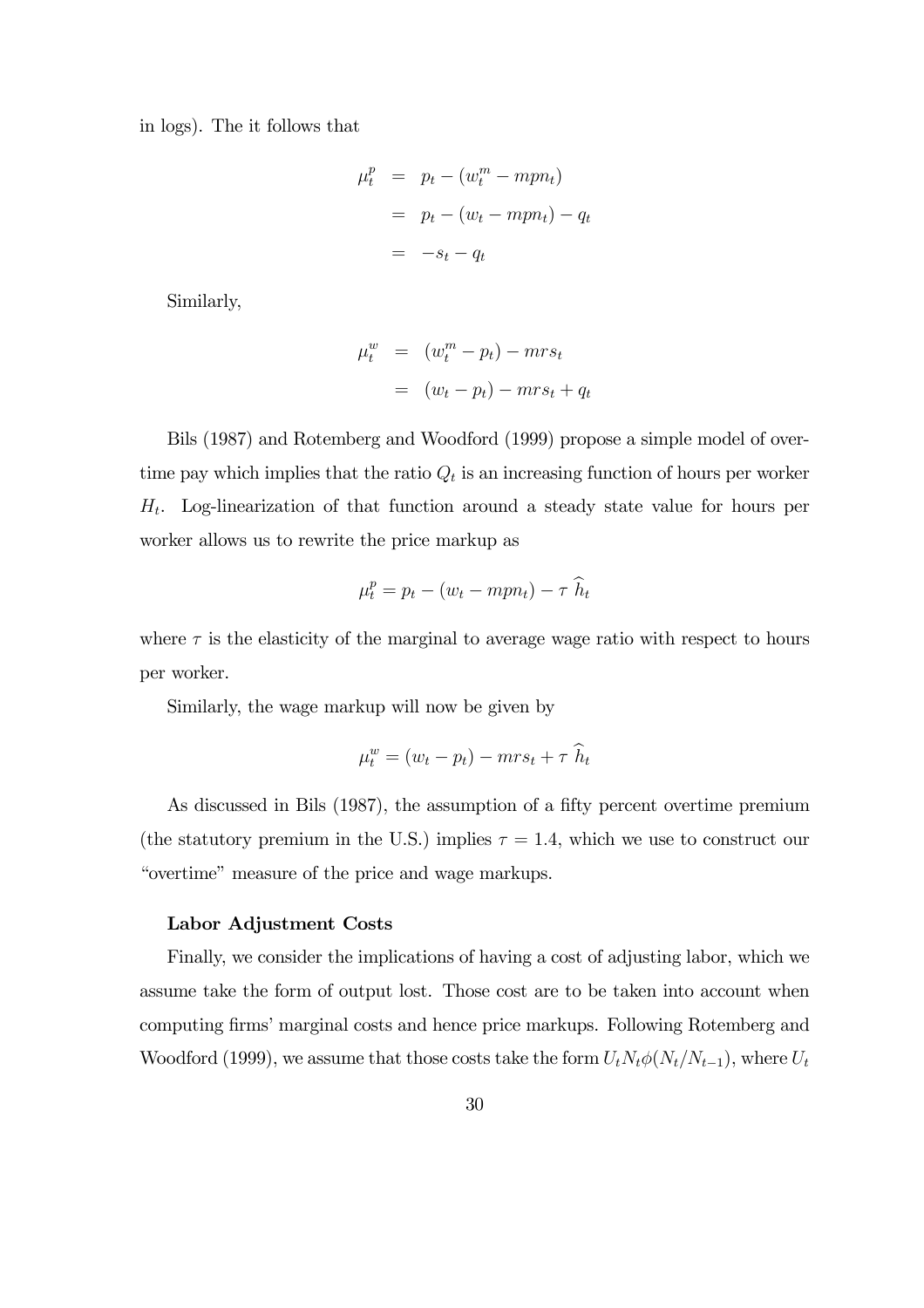in logs). The it follows that

$$
\begin{aligned}
\mu_t^p &= p_t - (w_t^m - mpn_t) \\
&= p_t - (w_t - mpn_t) - q_t \\
&= -s_t - q_t
\end{aligned}
$$

Similarly,

$$
\begin{aligned}
\mu_t^w &= (w_t^m - p_t) - mrs_t \\
&= (w_t - p_t) - mrs_t + q_t
\end{aligned}
$$

Bils (1987) and Rotemberg and Woodford (1999) propose a simple model of overtime pay which implies that the ratio $Q_t$ is an increasing function of hours per worker $H_t$. Log-linearization of that function around a steady state value for hours per worker allows us to rewrite the price markup as

$$
\mu_t^p = p_t - (w_t - mpn_t) - \tau \, \widehat{h}_t
$$

where $\tau$ is the elasticity of the marginal to average wage ratio with respect to hours per worker.

Similarly, the wage markup will now be given by

$$
\mu_t^w = (w_t - p_t) - mrs_t + \tau \, \widehat{h}_t
$$

As discussed in Bils (1987), the assumption of a fifty percent overtime premium (the statutory premium in the U.S.) implies $\tau = 1.4$, which we use to construct our "overtime" measure of the price and wage markups.

**Labor Adjustment Costs**

Finally, we consider the implications of having a cost of adjusting labor, which we assume take the form of output lost. Those cost are to be taken into account when computing firms' marginal costs and hence price markups. Following Rotemberg and Woodford (1999), we assume that those costs take the form $U_t N_t \phi(N_t/N_{t-1})$, where $U_t$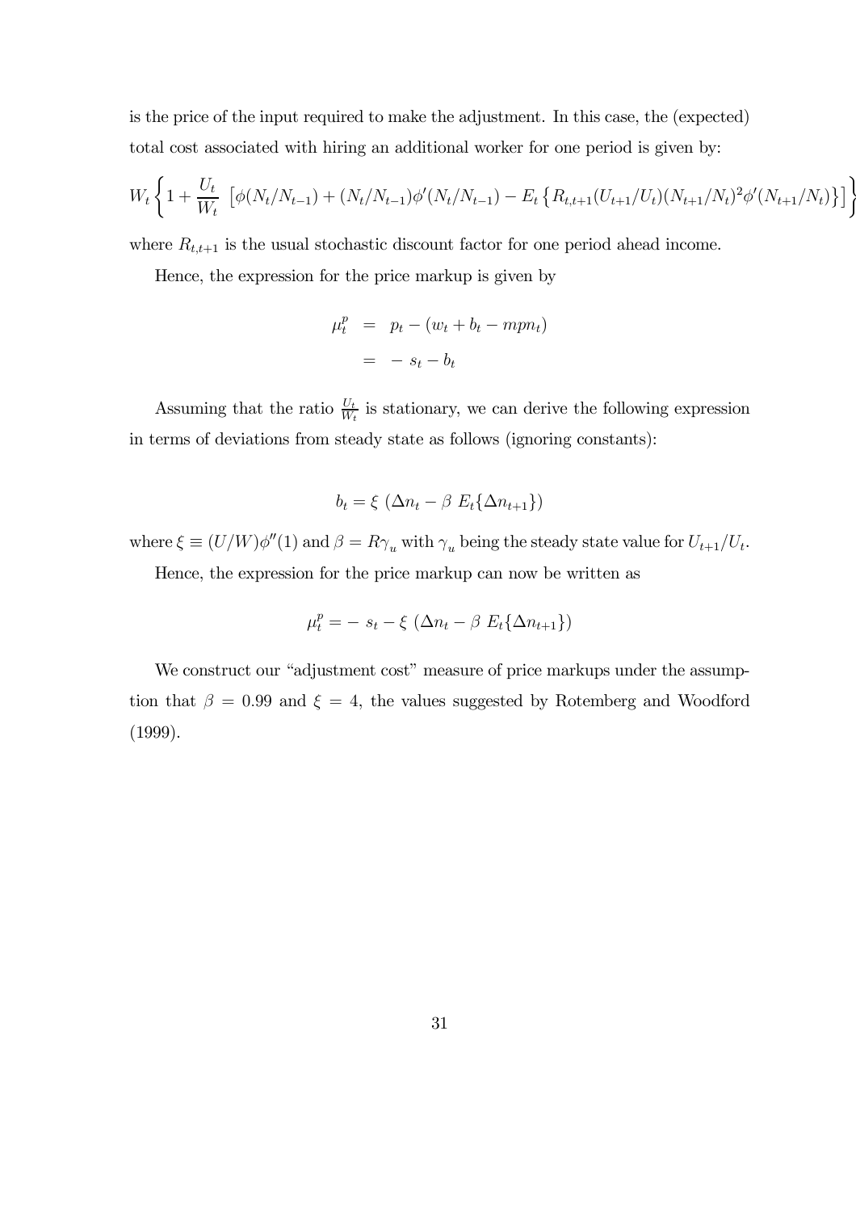is the price of the input required to make the adjustment. In this case, the (expected) total cost associated with hiring an additional worker for one period is given by:

$$W_t \left\{ 1 + \frac{U_t}{W_t} \ \left[ \phi(N_t/N_{t-1}) + (N_t/N_{t-1})\phi'(N_t/N_{t-1}) - E_t \left\{ R_{t,t+1}(U_{t+1}/U_t)(N_{t+1}/N_t)^2 \phi'(N_{t+1}/N_t) \right\} \right] \right\}$$

where $R_{t,t+1}$ is the usual stochastic discount factor for one period ahead income.

Hence, the expression for the price markup is given by

$$\begin{aligned} \mu_t^p &= p_t - (w_t + b_t - mpn_t) \\ &= - \ s_t - b_t \end{aligned}$$

Assuming that the ratio $\frac{U_t}{W_t}$ is stationary, we can derive the following expression in terms of deviations from steady state as follows (ignoring constants):

$$b_t = \xi \ (\Delta n_t - \beta \ E_t\{\Delta n_{t+1}\})$$

where $\xi \equiv (U/W)\phi''(1)$ and $\beta = R\gamma_u$ with $\gamma_u$ being the steady state value for $U_{t+1}/U_t$.

Hence, the expression for the price markup can now be written as

$$\mu_t^p = - \ s_t - \xi \ (\Delta n_t - \beta \ E_t\{\Delta n_{t+1}\})$$

We construct our "adjustment cost" measure of price markups under the assumption that $\beta = 0.99$ and $\xi = 4$, the values suggested by Rotemberg and Woodford (1999).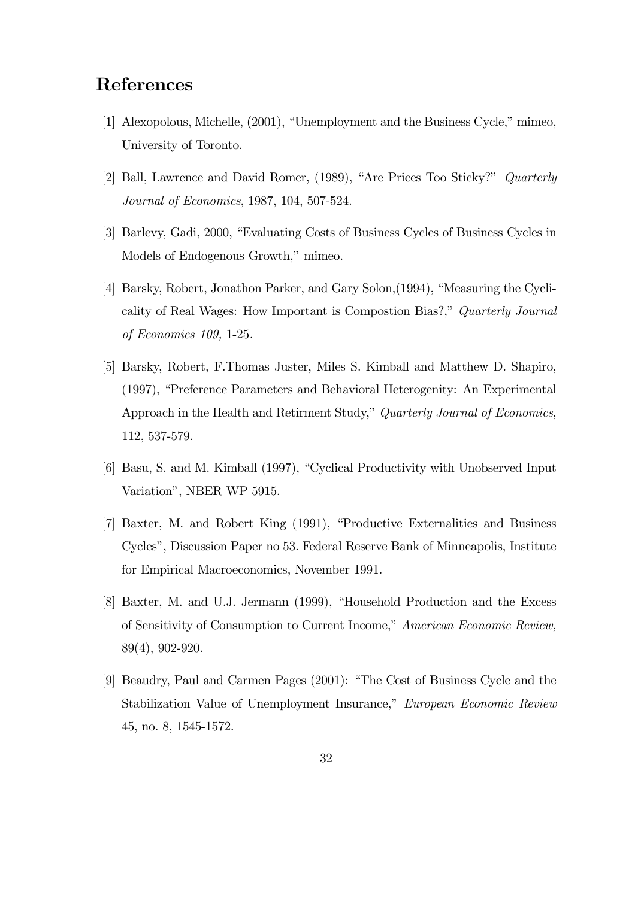# References

[1] Alexopolous, Michelle, (2001), "Unemployment and the Business Cycle," mimeo, University of Toronto.

[2] Ball, Lawrence and David Romer, (1989), "Are Prices Too Sticky?" *Quarterly Journal of Economics*, 1987, 104, 507-524.

[3] Barlevy, Gadi, 2000, "Evaluating Costs of Business Cycles of Business Cycles in Models of Endogenous Growth," mimeo.

[4] Barsky, Robert, Jonathon Parker, and Gary Solon,(1994), "Measuring the Cyclicality of Real Wages: How Important is Compostion Bias?," *Quarterly Journal of Economics 109,* 1-25.

[5] Barsky, Robert, F.Thomas Juster, Miles S. Kimball and Matthew D. Shapiro, (1997), "Preference Parameters and Behavioral Heterogenity: An Experimental Approach in the Health and Retirment Study," *Quarterly Journal of Economics*, 112, 537-579.

[6] Basu, S. and M. Kimball (1997), "Cyclical Productivity with Unobserved Input Variation", NBER WP 5915.

[7] Baxter, M. and Robert King (1991), "Productive Externalities and Business Cycles", Discussion Paper no 53. Federal Reserve Bank of Minneapolis, Institute for Empirical Macroeconomics, November 1991.

[8] Baxter, M. and U.J. Jermann (1999), "Household Production and the Excess of Sensitivity of Consumption to Current Income," *American Economic Review,* 89(4), 902-920.

[9] Beaudry, Paul and Carmen Pages (2001): "The Cost of Business Cycle and the Stabilization Value of Unemployment Insurance," *European Economic Review* 45, no. 8, 1545-1572.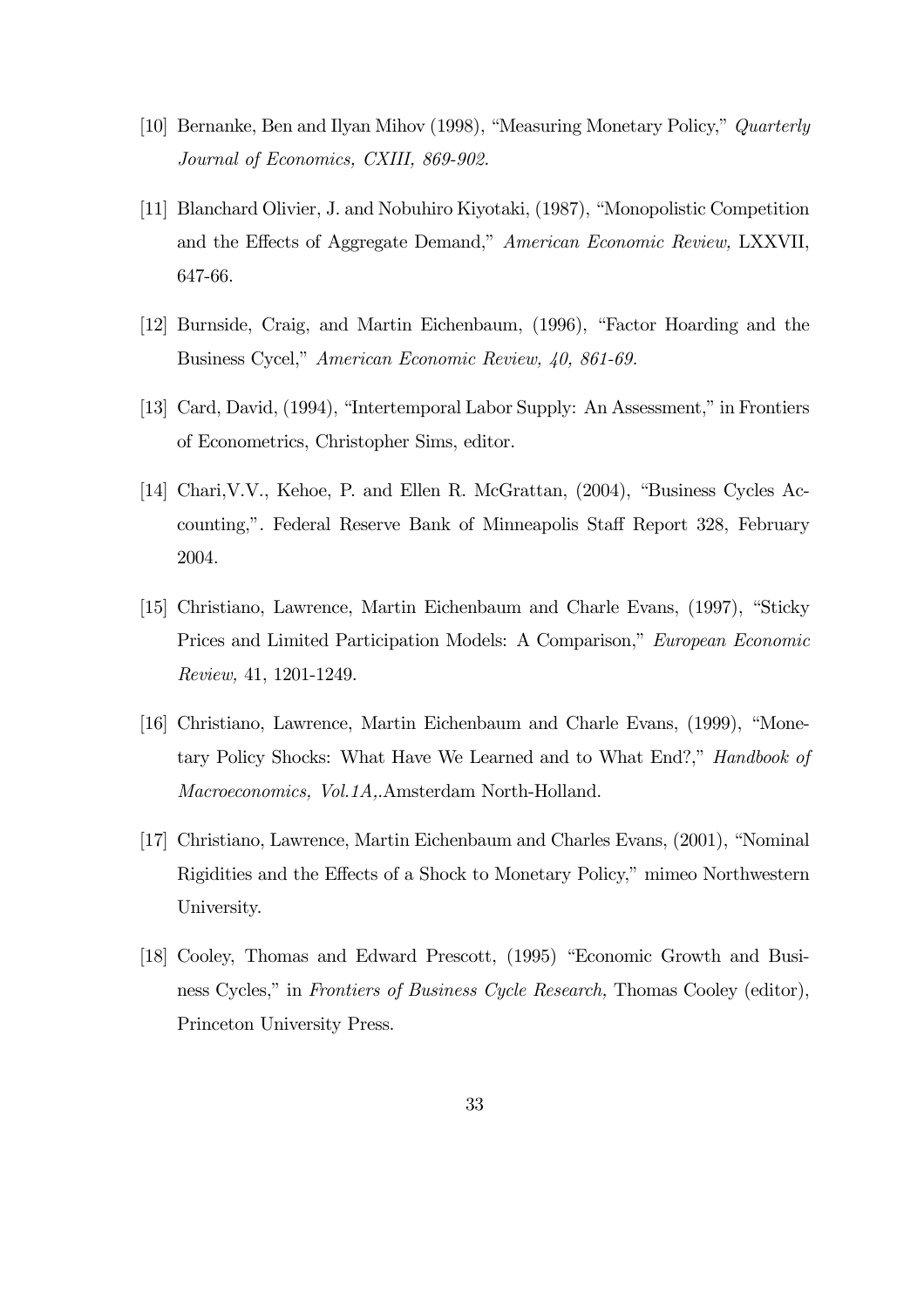[10] Bernanke, Ben and Ilyan Mihov (1998), "Measuring Monetary Policy," *Quarterly Journal of Economics, CXIII, 869-902.*

[11] Blanchard Olivier, J. and Nobuhiro Kiyotaki, (1987), "Monopolistic Competition and the Effects of Aggregate Demand," *American Economic Review,* LXXVII, 647-66.

[12] Burnside, Craig, and Martin Eichenbaum, (1996), "Factor Hoarding and the Business Cycel," *American Economic Review, 40, 861-69.*

[13] Card, David, (1994), "Intertemporal Labor Supply: An Assessment," in Frontiers of Econometrics, Christopher Sims, editor.

[14] Chari,V.V., Kehoe, P. and Ellen R. McGrattan, (2004), "Business Cycles Accounting,". Federal Reserve Bank of Minneapolis Staff Report 328, February 2004.

[15] Christiano, Lawrence, Martin Eichenbaum and Charle Evans, (1997), "Sticky Prices and Limited Participation Models: A Comparison," *European Economic Review,* 41, 1201-1249.

[16] Christiano, Lawrence, Martin Eichenbaum and Charle Evans, (1999), "Monetary Policy Shocks: What Have We Learned and to What End?," *Handbook of Macroeconomics, Vol.1A,*.Amsterdam North-Holland.

[17] Christiano, Lawrence, Martin Eichenbaum and Charles Evans, (2001), "Nominal Rigidities and the Effects of a Shock to Monetary Policy," mimeo Northwestern University.

[18] Cooley, Thomas and Edward Prescott, (1995) "Economic Growth and Business Cycles," in *Frontiers of Business Cycle Research,* Thomas Cooley (editor), Princeton University Press.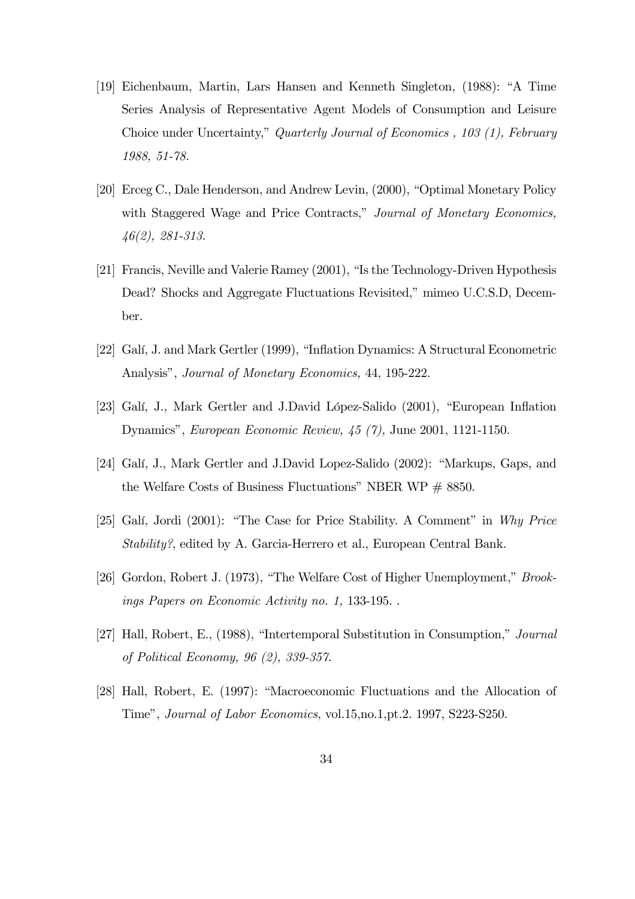[19] Eichenbaum, Martin, Lars Hansen and Kenneth Singleton, (1988): "A Time Series Analysis of Representative Agent Models of Consumption and Leisure Choice under Uncertainty," *Quarterly Journal of Economics , 103 (1), February 1988, 51-78.*

[20] Erceg C., Dale Henderson, and Andrew Levin, (2000), "Optimal Monetary Policy with Staggered Wage and Price Contracts," *Journal of Monetary Economics, 46(2), 281-313.*

[21] Francis, Neville and Valerie Ramey (2001), "Is the Technology-Driven Hypothesis Dead? Shocks and Aggregate Fluctuations Revisited," mimeo U.C.S.D, December.

[22] Galí, J. and Mark Gertler (1999), "Inflation Dynamics: A Structural Econometric Analysis", *Journal of Monetary Economics,* 44, 195-222.

[23] Galí, J., Mark Gertler and J.David López-Salido (2001), "European Inflation Dynamics", *European Economic Review, 45 (7),* June 2001, 1121-1150.

[24] Galí, J., Mark Gertler and J.David Lopez-Salido (2002): "Markups, Gaps, and the Welfare Costs of Business Fluctuations" NBER WP # 8850.

[25] Galí, Jordi (2001): "The Case for Price Stability. A Comment" in *Why Price Stability?*, edited by A. Garcia-Herrero et al., European Central Bank.

[26] Gordon, Robert J. (1973), "The Welfare Cost of Higher Unemployment," *Brookings Papers on Economic Activity no. 1,* 133-195. .

[27] Hall, Robert, E., (1988), "Intertemporal Substitution in Consumption," *Journal of Political Economy, 96 (2), 339-357.*

[28] Hall, Robert, E. (1997): "Macroeconomic Fluctuations and the Allocation of Time", *Journal of Labor Economics*, vol.15,no.1,pt.2. 1997, S223-S250.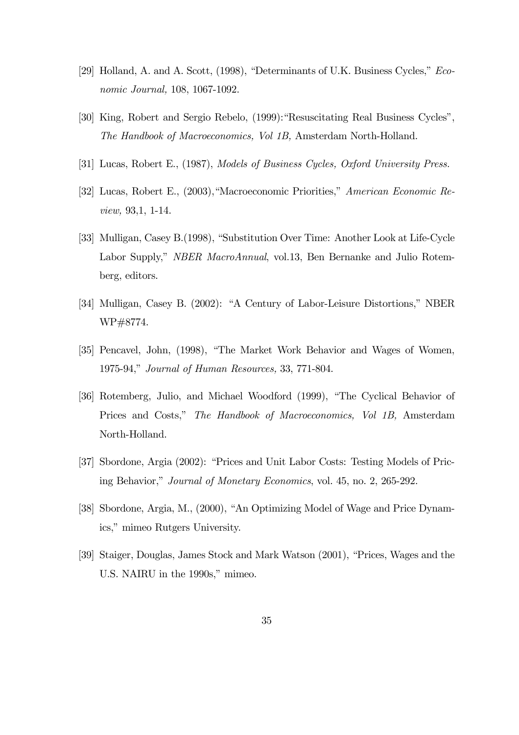[29] Holland, A. and A. Scott, (1998), "Determinants of U.K. Business Cycles," *Economic Journal,* 108, 1067-1092.

[30] King, Robert and Sergio Rebelo, (1999):"Resuscitating Real Business Cycles", *The Handbook of Macroeconomics, Vol 1B,* Amsterdam North-Holland.

[31] Lucas, Robert E., (1987), *Models of Business Cycles, Oxford University Press.*

[32] Lucas, Robert E., (2003),"Macroeconomic Priorities," *American Economic Review,* 93,1, 1-14.

[33] Mulligan, Casey B.(1998), "Substitution Over Time: Another Look at Life-Cycle Labor Supply," *NBER MacroAnnual*, vol.13, Ben Bernanke and Julio Rotemberg, editors.

[34] Mulligan, Casey B. (2002): "A Century of Labor-Leisure Distortions," NBER WP#8774.

[35] Pencavel, John, (1998), "The Market Work Behavior and Wages of Women, 1975-94," *Journal of Human Resources,* 33, 771-804.

[36] Rotemberg, Julio, and Michael Woodford (1999), "The Cyclical Behavior of Prices and Costs," *The Handbook of Macroeconomics, Vol 1B,* Amsterdam North-Holland.

[37] Sbordone, Argia (2002): "Prices and Unit Labor Costs: Testing Models of Pricing Behavior," *Journal of Monetary Economics*, vol. 45, no. 2, 265-292.

[38] Sbordone, Argia, M., (2000), "An Optimizing Model of Wage and Price Dynamics," mimeo Rutgers University.

[39] Staiger, Douglas, James Stock and Mark Watson (2001), "Prices, Wages and the U.S. NAIRU in the 1990s," mimeo.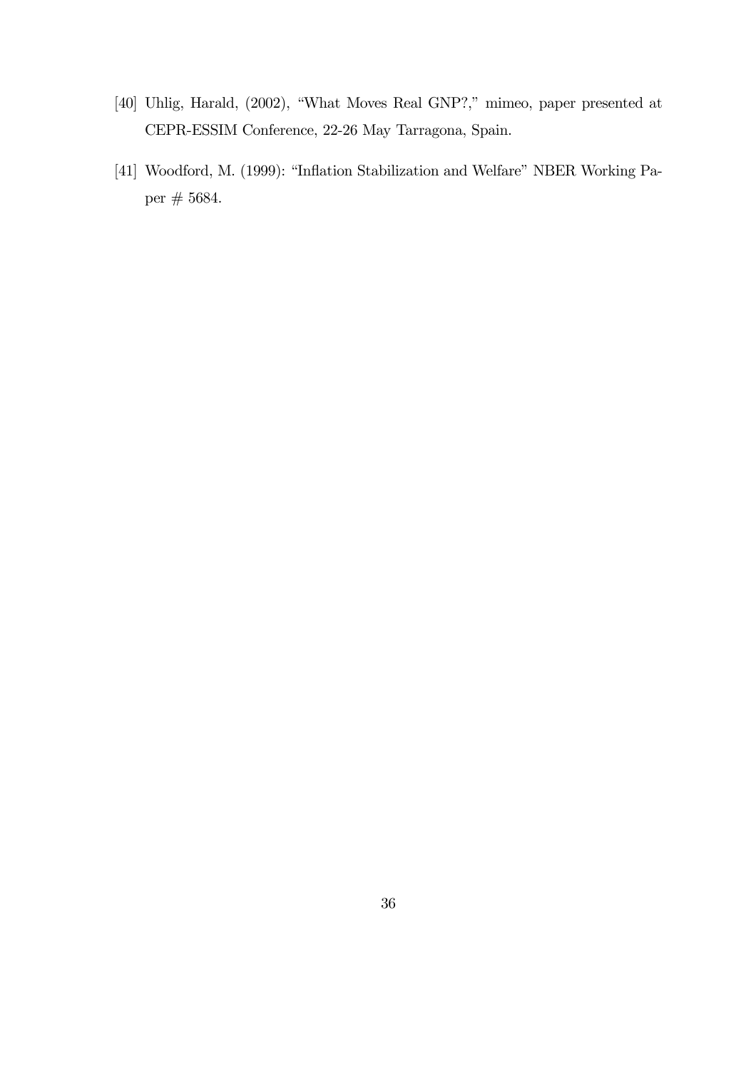[40] Uhlig, Harald, (2002), "What Moves Real GNP?," mimeo, paper presented at CEPR-ESSIM Conference, 22-26 May Tarragona, Spain.

[41] Woodford, M. (1999): "Inflation Stabilization and Welfare" NBER Working Paper # 5684.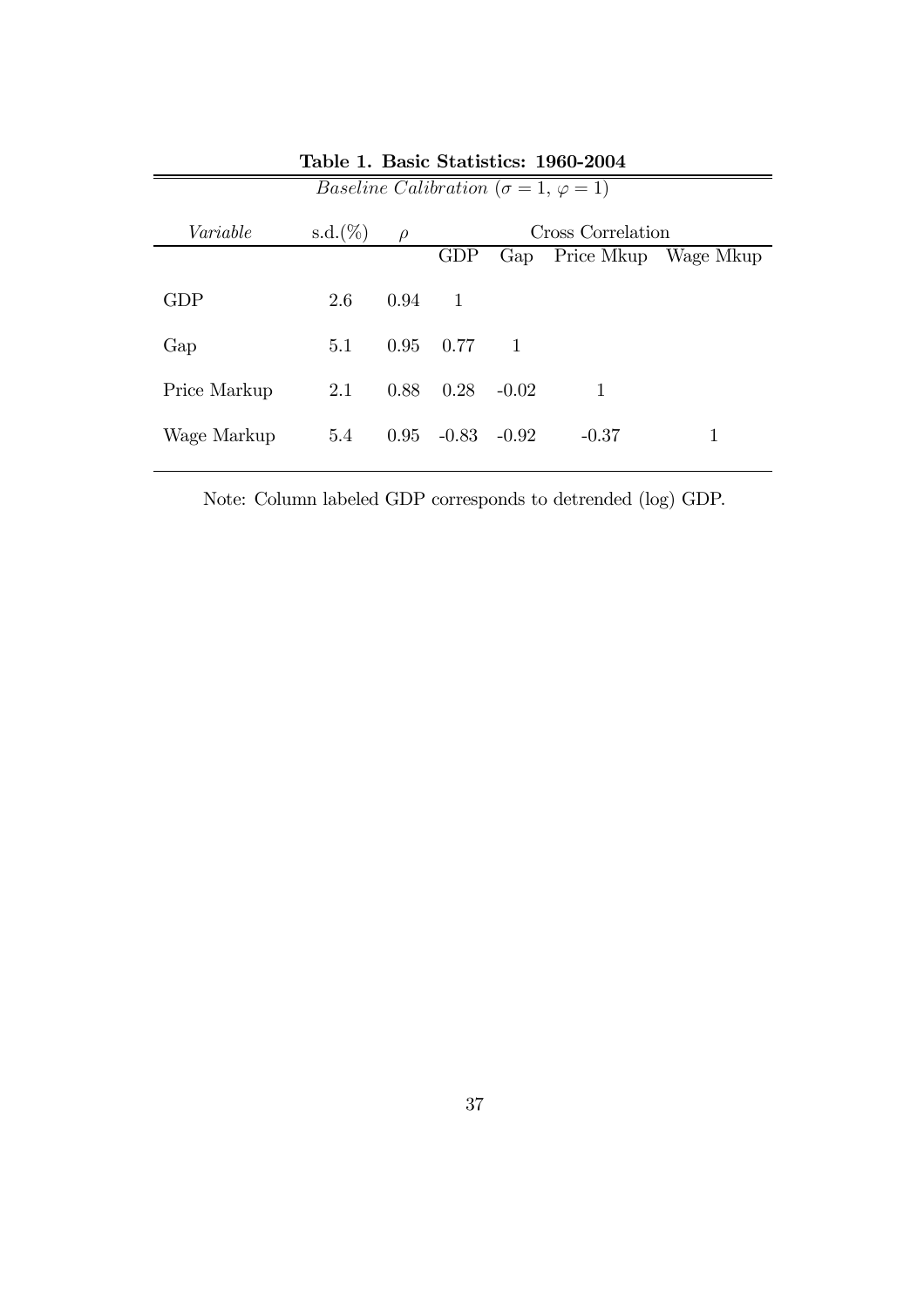**Table 1. Basic Statistics: 1960-2004**

*Baseline Calibration* ($\sigma = 1$, $\varphi = 1$)

| *Variable* | s.d.(%) | $\rho$ | Cross Correlation | | | |
|---|---|---|---|---|---|---|
| | | | GDP | Gap | Price Mkup | Wage Mkup |
| GDP | 2.6 | 0.94 | 1 | | | |
| Gap | 5.1 | 0.95 | 0.77 | 1 | | |
| Price Markup | 2.1 | 0.88 | 0.28 | -0.02 | 1 | |
| Wage Markup | 5.4 | 0.95 | -0.83 | -0.92 | -0.37 | 1 |

Note: Column labeled GDP corresponds to detrended (log) GDP.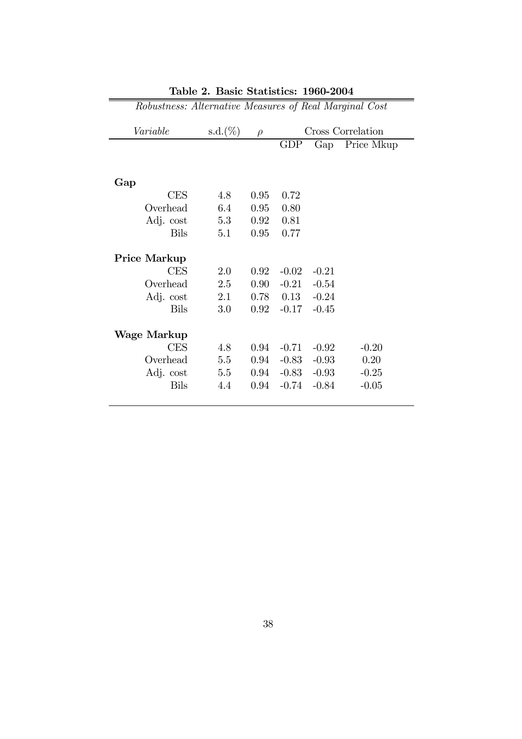**Table 2. Basic Statistics: 1960-2004**

*Robustness: Alternative Measures of Real Marginal Cost*

| *Variable* | s.d.(%) | $\rho$ | Cross Correlation | | |
|---|---|---|---|---|---|
| | | | GDP | Gap | Price Mkup |
| **Gap** | | | | | |
| CES | 4.8 | 0.95 | 0.72 | | |
| Overhead | 6.4 | 0.95 | 0.80 | | |
| Adj. cost | 5.3 | 0.92 | 0.81 | | |
| Bils | 5.1 | 0.95 | 0.77 | | |
| **Price Markup** | | | | | |
| CES | 2.0 | 0.92 | -0.02 | -0.21 | |
| Overhead | 2.5 | 0.90 | -0.21 | -0.54 | |
| Adj. cost | 2.1 | 0.78 | 0.13 | -0.24 | |
| Bils | 3.0 | 0.92 | -0.17 | -0.45 | |
| **Wage Markup** | | | | | |
| CES | 4.8 | 0.94 | -0.71 | -0.92 | -0.20 |
| Overhead | 5.5 | 0.94 | -0.83 | -0.93 | 0.20 |
| Adj. cost | 5.5 | 0.94 | -0.83 | -0.93 | -0.25 |
| Bils | 4.4 | 0.94 | -0.74 | -0.84 | -0.05 |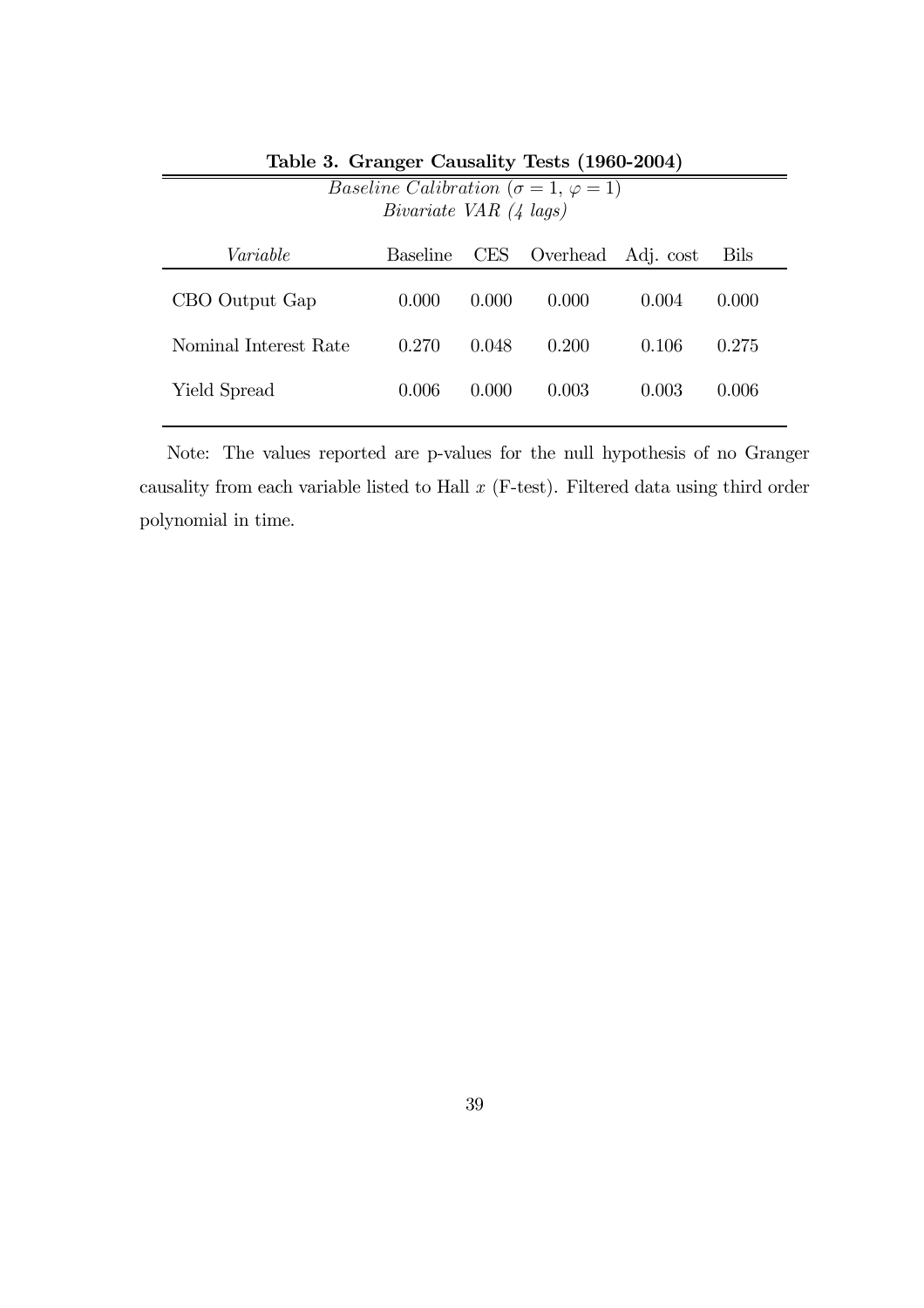**Table 3. Granger Causality Tests (1960-2004)**

*Baseline Calibration* ($\sigma = 1$, $\varphi = 1$)

*Bivariate VAR (4 lags)*

| *Variable* | Baseline | CES | Overhead | Adj. cost | Bils |
|---|---|---|---|---|---|
| CBO Output Gap | 0.000 | 0.000 | 0.000 | 0.004 | 0.000 |
| Nominal Interest Rate | 0.270 | 0.048 | 0.200 | 0.106 | 0.275 |
| Yield Spread | 0.006 | 0.000 | 0.003 | 0.003 | 0.006 |

Note: The values reported are p-values for the null hypothesis of no Granger causality from each variable listed to Hall $x$ (F-test). Filtered data using third order polynomial in time.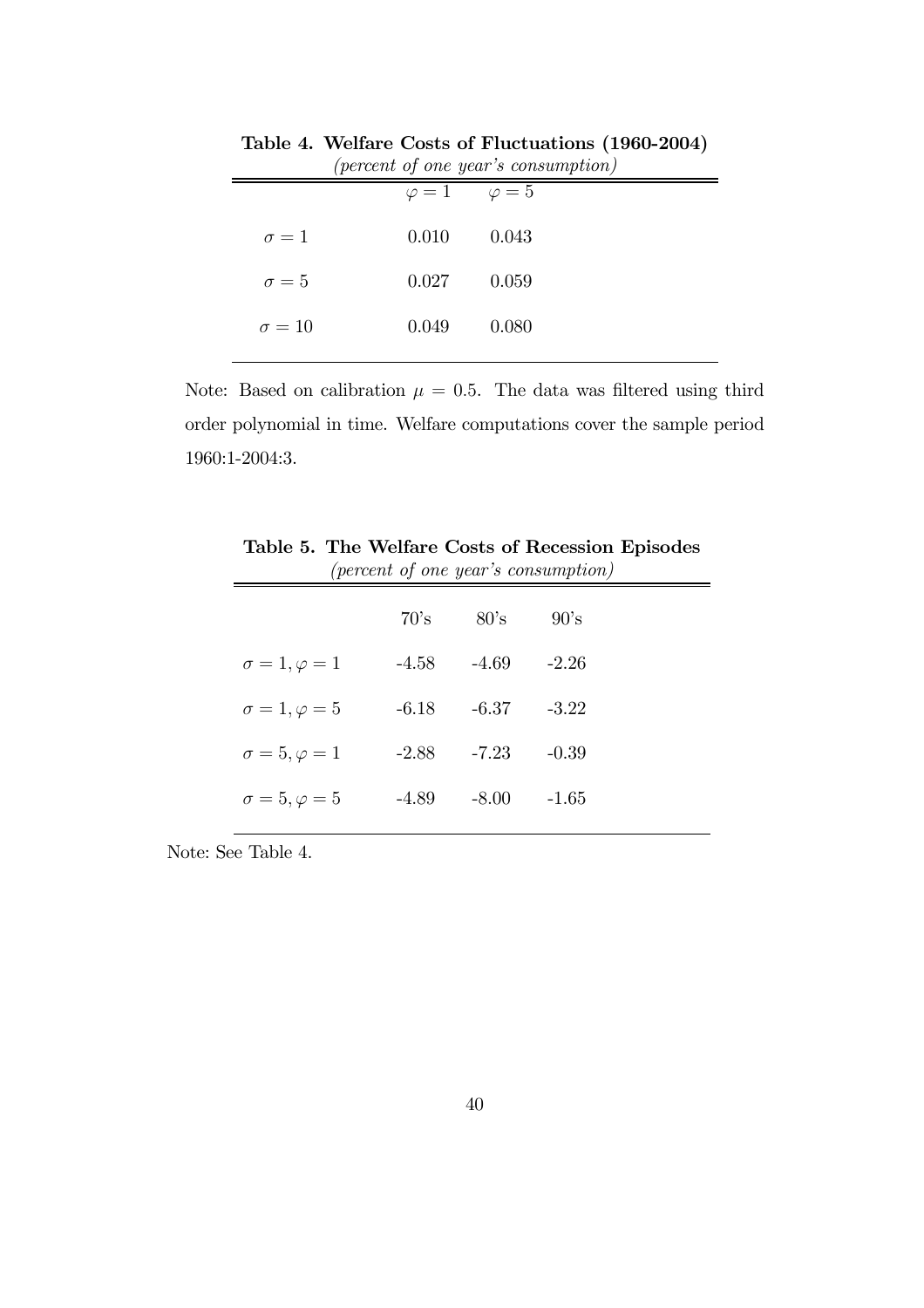**Table 4. Welfare Costs of Fluctuations (1960-2004)**

*(percent of one year's consumption)*

| | $\varphi = 1$ | $\varphi = 5$ |
|---|---|---|
| $\sigma = 1$ | 0.010 | 0.043 |
| $\sigma = 5$ | 0.027 | 0.059 |
| $\sigma = 10$ | 0.049 | 0.080 |

Note: Based on calibration $\mu = 0.5$. The data was filtered using third order polynomial in time. Welfare computations cover the sample period 1960:1-2004:3.

**Table 5. The Welfare Costs of Recession Episodes**

*(percent of one year's consumption)*

| | 70's | 80's | 90's |
|---|---|---|---|
| $\sigma = 1, \varphi = 1$ | -4.58 | -4.69 | -2.26 |
| $\sigma = 1, \varphi = 5$ | -6.18 | -6.37 | -3.22 |
| $\sigma = 5, \varphi = 1$ | -2.88 | -7.23 | -0.39 |
| $\sigma = 5, \varphi = 5$ | -4.89 | -8.00 | -1.65 |

Note: See Table 4.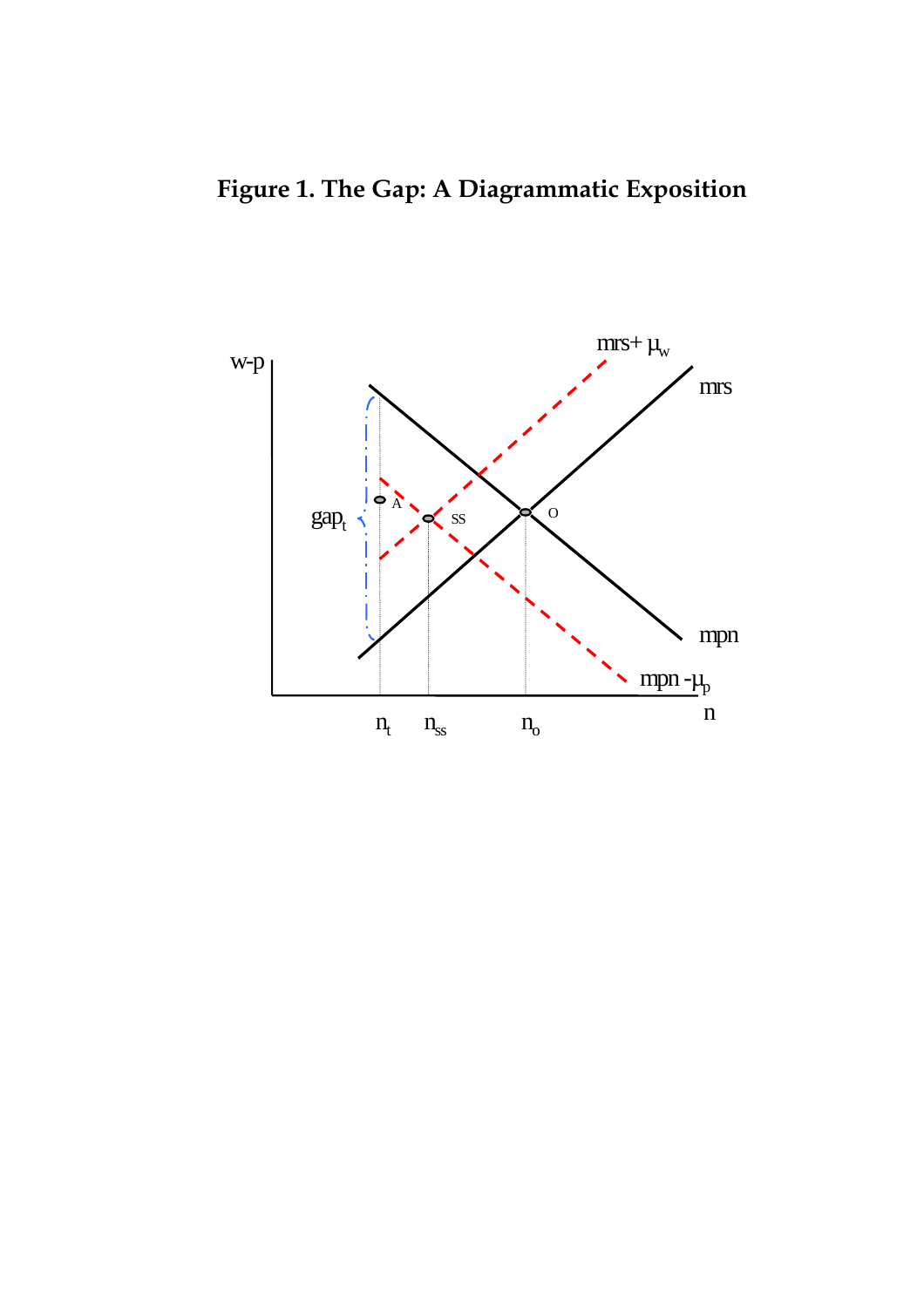**Figure 1. The Gap: A Diagrammatic Exposition**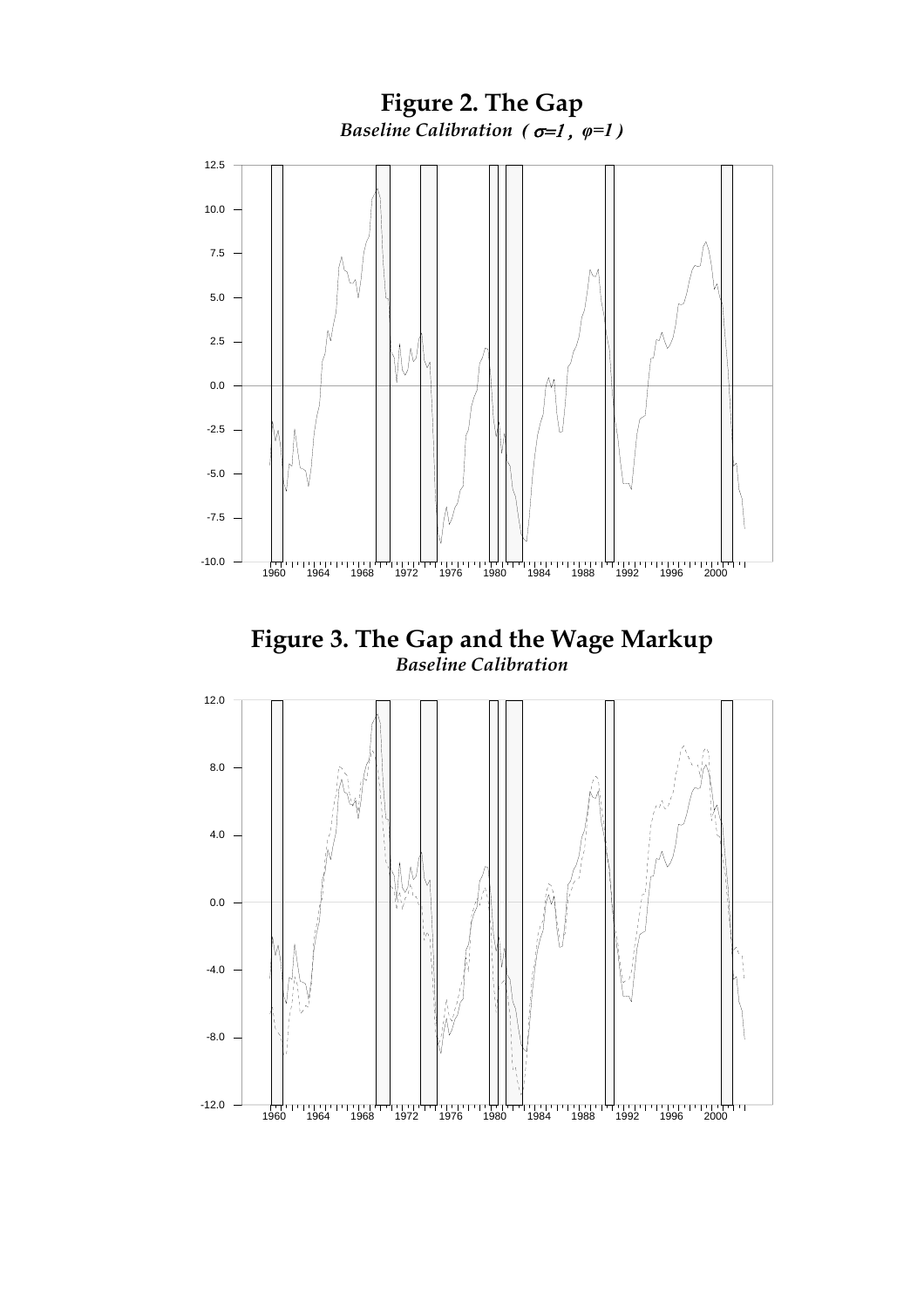# Figure 2. The Gap

*Baseline Calibration ( $\sigma$=1 , $\varphi$=1 )*

# Figure 3. The Gap and the Wage Markup

*Baseline Calibration*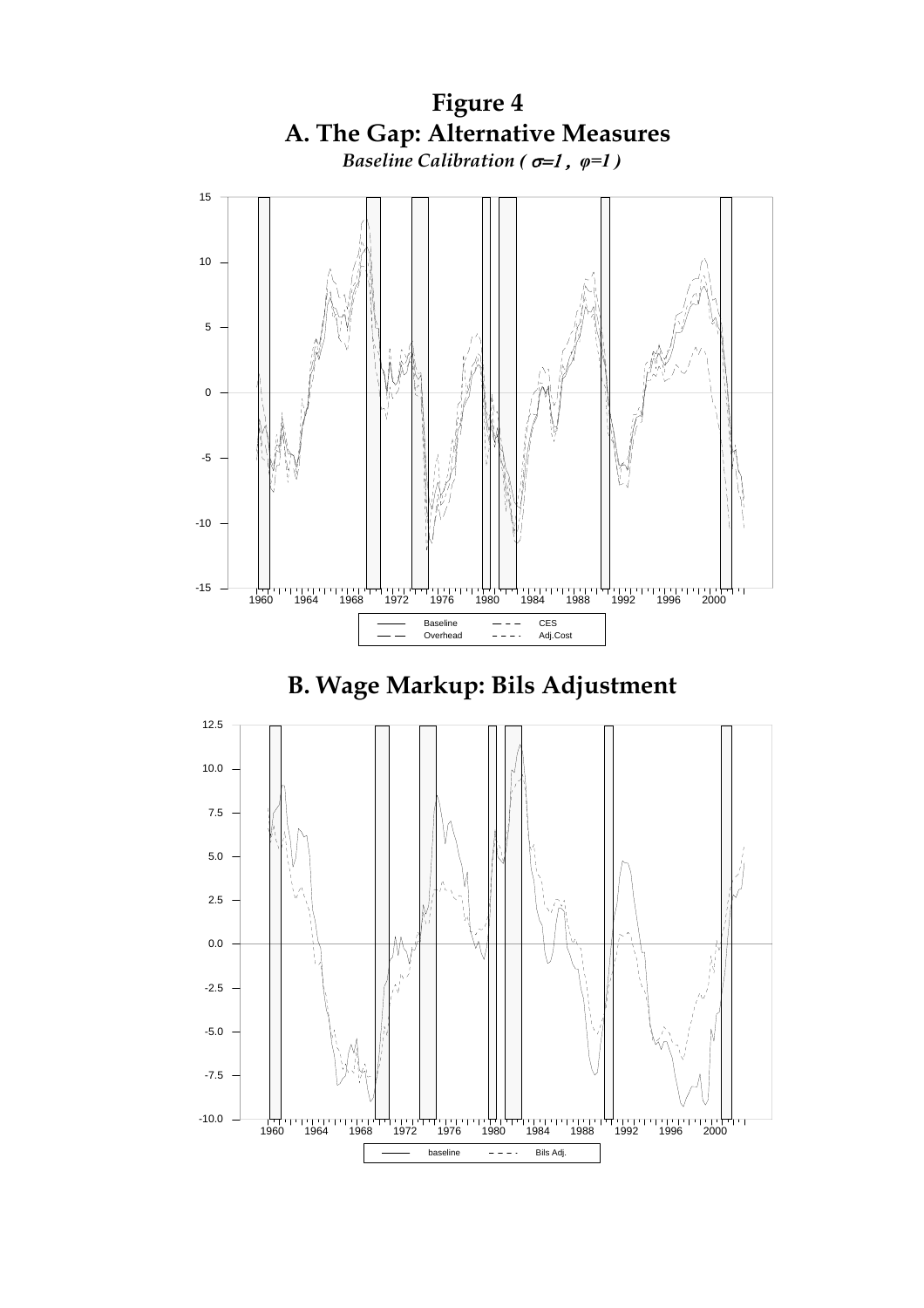# Figure 4

## A. The Gap: Alternative Measures

*Baseline Calibration ( $\sigma$=1 , $\varphi$=1 )*

Baseline — CES — Overhead — Adj.Cost

## B. Wage Markup: Bils Adjustment

baseline — Bils Adj.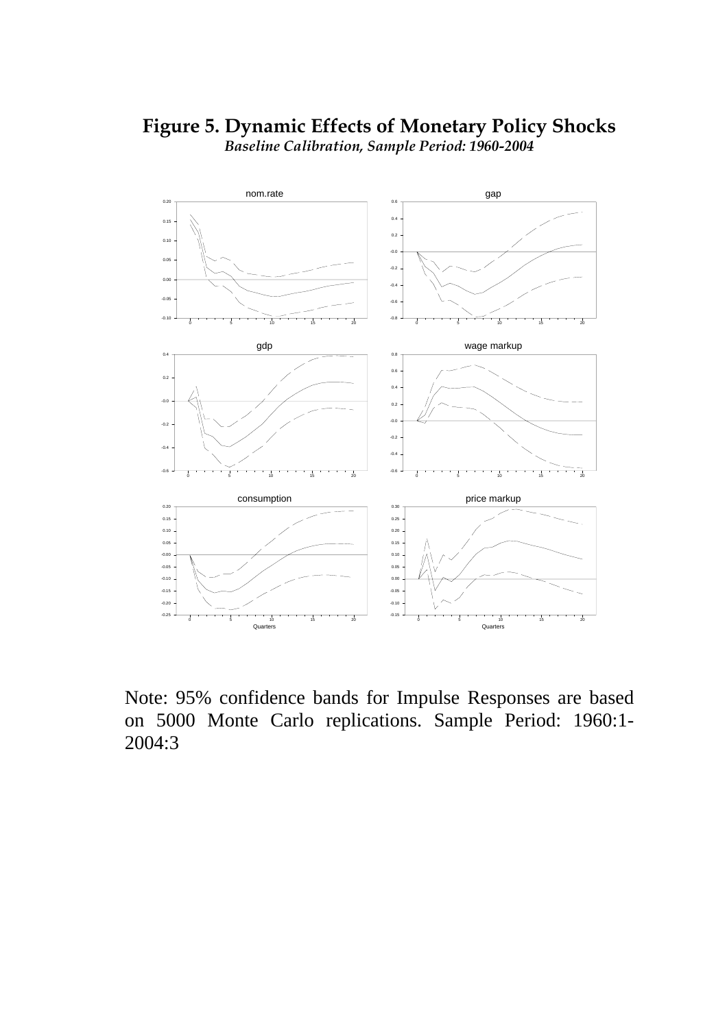# Figure 5. Dynamic Effects of Monetary Policy Shocks

*Baseline Calibration, Sample Period: 1960-2004*

Note: 95% confidence bands for Impulse Responses are based on 5000 Monte Carlo replications. Sample Period: 1960:1-2004:3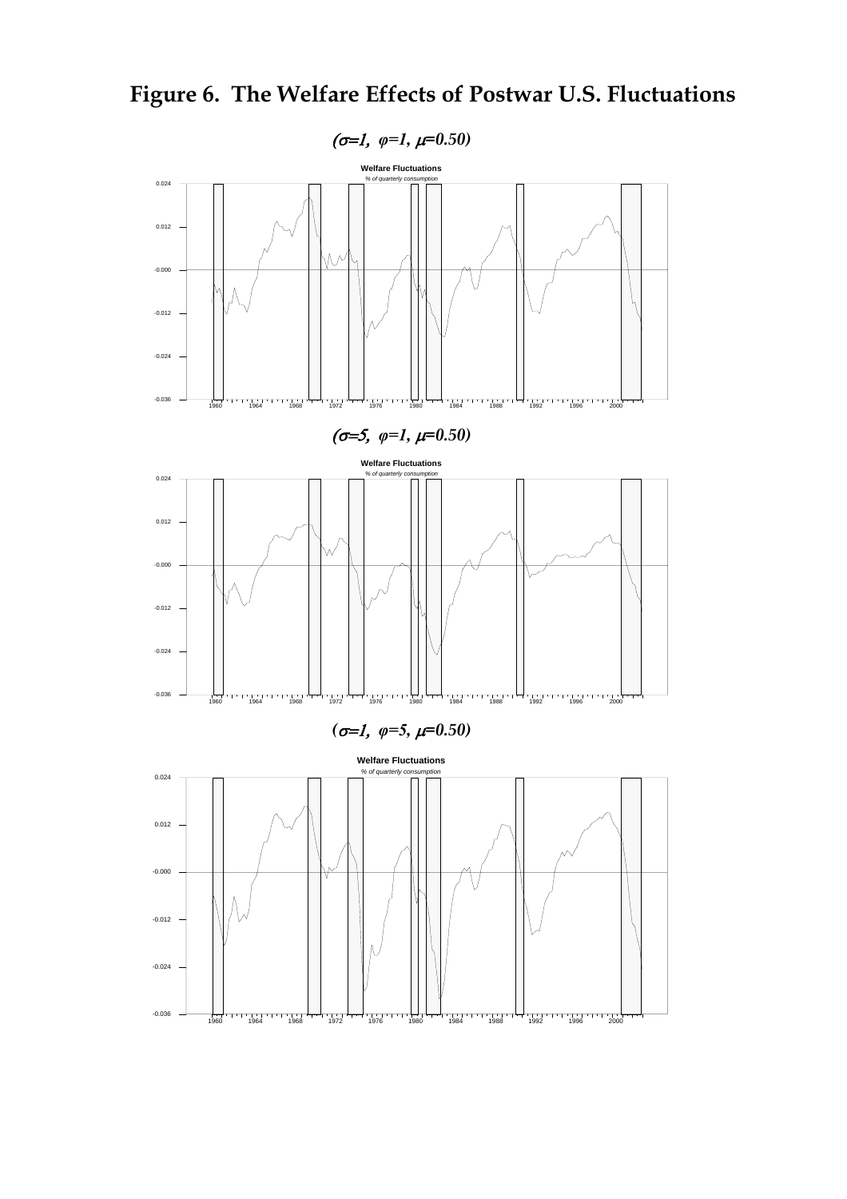# Figure 6. The Welfare Effects of Postwar U.S. Fluctuations

*($\sigma$=1, $\varphi$=1, $\mu$=0.50)*

Welfare Fluctuations

*% of quarterly consumption*

0.024
0.012
-0.000
-0.012
-0.024
-0.036

1960 1964 1968 1972 1976 1980 1984 1988 1992 1996 2000

*($\sigma$=5, $\varphi$=1, $\mu$=0.50)*

Welfare Fluctuations

*% of quarterly consumption*

0.024
0.012
-0.000
-0.012
-0.024
-0.036

1960 1964 1968 1972 1976 1980 1984 1988 1992 1996 2000

*($\sigma$=1, $\varphi$=5, $\mu$=0.50)*

Welfare Fluctuations

*% of quarterly consumption*

0.024
0.012
-0.000
-0.012
-0.024
-0.036

1960 1964 1968 1972 1976 1980 1984 1988 1992 1996 2000